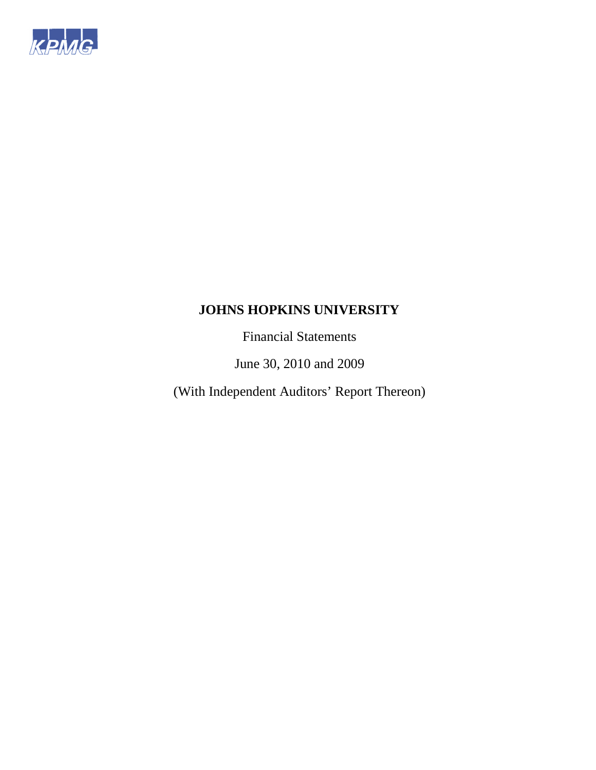KPMG

# JOHNS HOPKINS UNIVERSITY

Financial Statements

June 30, 2010 and 2009

(With Independent Auditors' Report Thereon)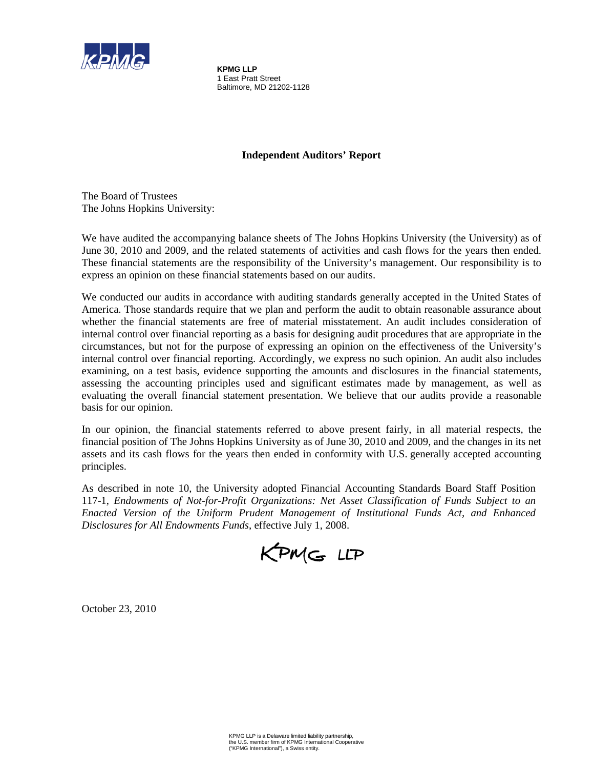**KPMG LLP**
1 East Pratt Street
Baltimore, MD 21202-1128

## Independent Auditors' Report

The Board of Trustees
The Johns Hopkins University:

We have audited the accompanying balance sheets of The Johns Hopkins University (the University) as of June 30, 2010 and 2009, and the related statements of activities and cash flows for the years then ended. These financial statements are the responsibility of the University's management. Our responsibility is to express an opinion on these financial statements based on our audits.

We conducted our audits in accordance with auditing standards generally accepted in the United States of America. Those standards require that we plan and perform the audit to obtain reasonable assurance about whether the financial statements are free of material misstatement. An audit includes consideration of internal control over financial reporting as a basis for designing audit procedures that are appropriate in the circumstances, but not for the purpose of expressing an opinion on the effectiveness of the University's internal control over financial reporting. Accordingly, we express no such opinion. An audit also includes examining, on a test basis, evidence supporting the amounts and disclosures in the financial statements, assessing the accounting principles used and significant estimates made by management, as well as evaluating the overall financial statement presentation. We believe that our audits provide a reasonable basis for our opinion.

In our opinion, the financial statements referred to above present fairly, in all material respects, the financial position of The Johns Hopkins University as of June 30, 2010 and 2009, and the changes in its net assets and its cash flows for the years then ended in conformity with U.S. generally accepted accounting principles.

As described in note 10, the University adopted Financial Accounting Standards Board Staff Position 117-1, *Endowments of Not-for-Profit Organizations: Net Asset Classification of Funds Subject to an Enacted Version of the Uniform Prudent Management of Institutional Funds Act, and Enhanced Disclosures for All Endowments Funds*, effective July 1, 2008.

KPMG LLP

October 23, 2010

KPMG LLP is a Delaware limited liability partnership, the U.S. member firm of KPMG International Cooperative ("KPMG International"), a Swiss entity.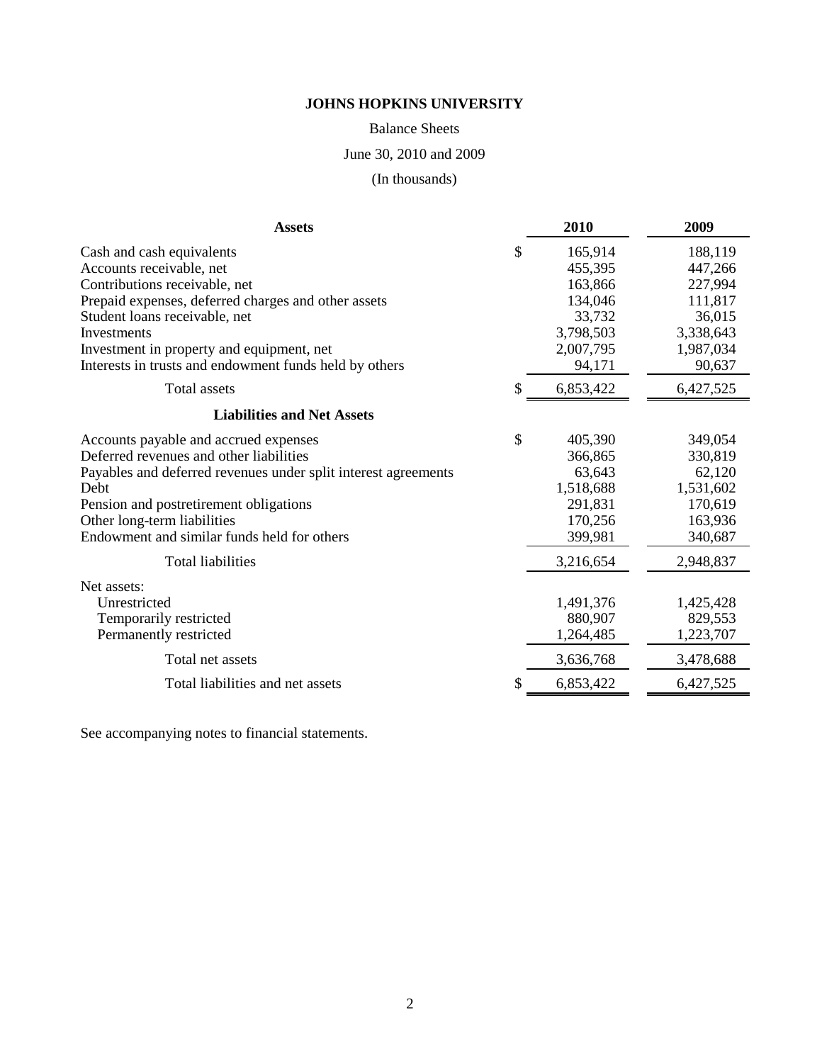# JOHNS HOPKINS UNIVERSITY

Balance Sheets

June 30, 2010 and 2009

(In thousands)

| Assets | 2010 | 2009 |
|---|---|---|
| Cash and cash equivalents | $ 165,914 | 188,119 |
| Accounts receivable, net | 455,395 | 447,266 |
| Contributions receivable, net | 163,866 | 227,994 |
| Prepaid expenses, deferred charges and other assets | 134,046 | 111,817 |
| Student loans receivable, net | 33,732 | 36,015 |
| Investments | 3,798,503 | 3,338,643 |
| Investment in property and equipment, net | 2,007,795 | 1,987,034 |
| Interests in trusts and endowment funds held by others | 94,171 | 90,637 |
| Total assets | $ 6,853,422 | 6,427,525 |
| **Liabilities and Net Assets** | | |
| Accounts payable and accrued expenses | $ 405,390 | 349,054 |
| Deferred revenues and other liabilities | 366,865 | 330,819 |
| Payables and deferred revenues under split interest agreements | 63,643 | 62,120 |
| Debt | 1,518,688 | 1,531,602 |
| Pension and postretirement obligations | 291,831 | 170,619 |
| Other long-term liabilities | 170,256 | 163,936 |
| Endowment and similar funds held for others | 399,981 | 340,687 |
| Total liabilities | 3,216,654 | 2,948,837 |
| Net assets: | | |
| Unrestricted | 1,491,376 | 1,425,428 |
| Temporarily restricted | 880,907 | 829,553 |
| Permanently restricted | 1,264,485 | 1,223,707 |
| Total net assets | 3,636,768 | 3,478,688 |
| Total liabilities and net assets | $ 6,853,422 | 6,427,525 |

See accompanying notes to financial statements.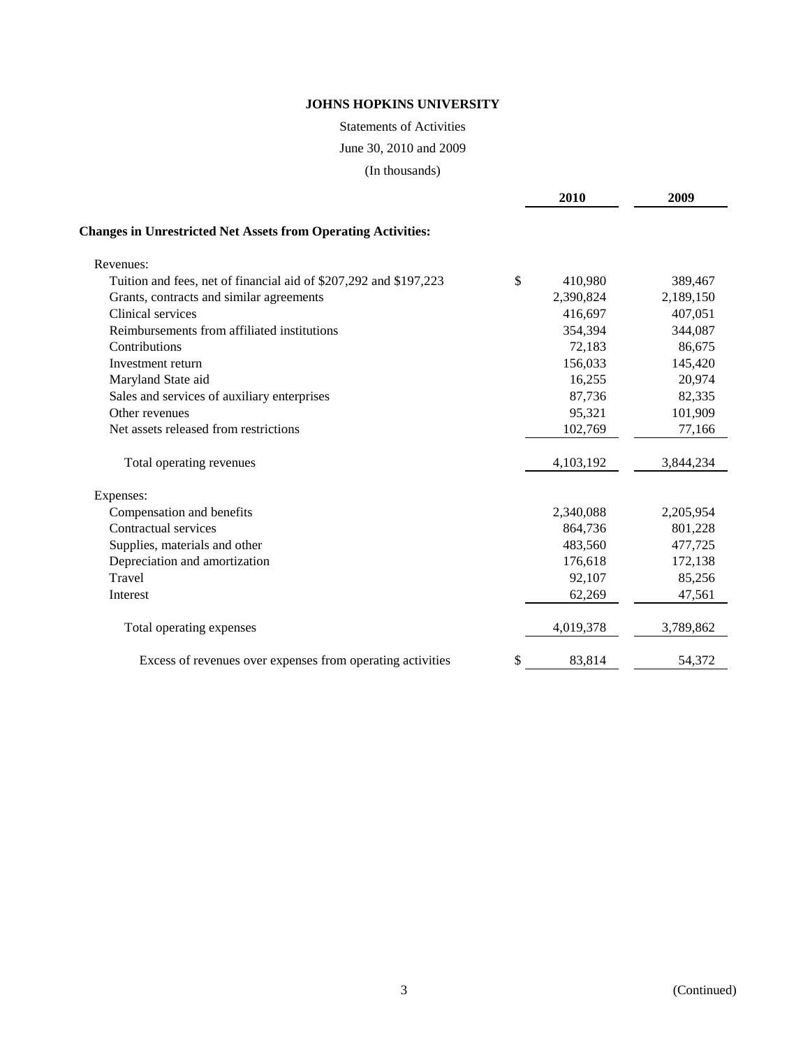# JOHNS HOPKINS UNIVERSITY

Statements of Activities

June 30, 2010 and 2009

(In thousands)

| | 2010 | 2009 |
|---|---|---|
| **Changes in Unrestricted Net Assets from Operating Activities:** | | |
| Revenues: | | |
| Tuition and fees, net of financial aid of $207,292 and $197,223 | $ 410,980 | 389,467 |
| Grants, contracts and similar agreements | 2,390,824 | 2,189,150 |
| Clinical services | 416,697 | 407,051 |
| Reimbursements from affiliated institutions | 354,394 | 344,087 |
| Contributions | 72,183 | 86,675 |
| Investment return | 156,033 | 145,420 |
| Maryland State aid | 16,255 | 20,974 |
| Sales and services of auxiliary enterprises | 87,736 | 82,335 |
| Other revenues | 95,321 | 101,909 |
| Net assets released from restrictions | 102,769 | 77,166 |
| Total operating revenues | 4,103,192 | 3,844,234 |
| Expenses: | | |
| Compensation and benefits | 2,340,088 | 2,205,954 |
| Contractual services | 864,736 | 801,228 |
| Supplies, materials and other | 483,560 | 477,725 |
| Depreciation and amortization | 176,618 | 172,138 |
| Travel | 92,107 | 85,256 |
| Interest | 62,269 | 47,561 |
| Total operating expenses | 4,019,378 | 3,789,862 |
| Excess of revenues over expenses from operating activities | $ 83,814 | 54,372 |

(Continued)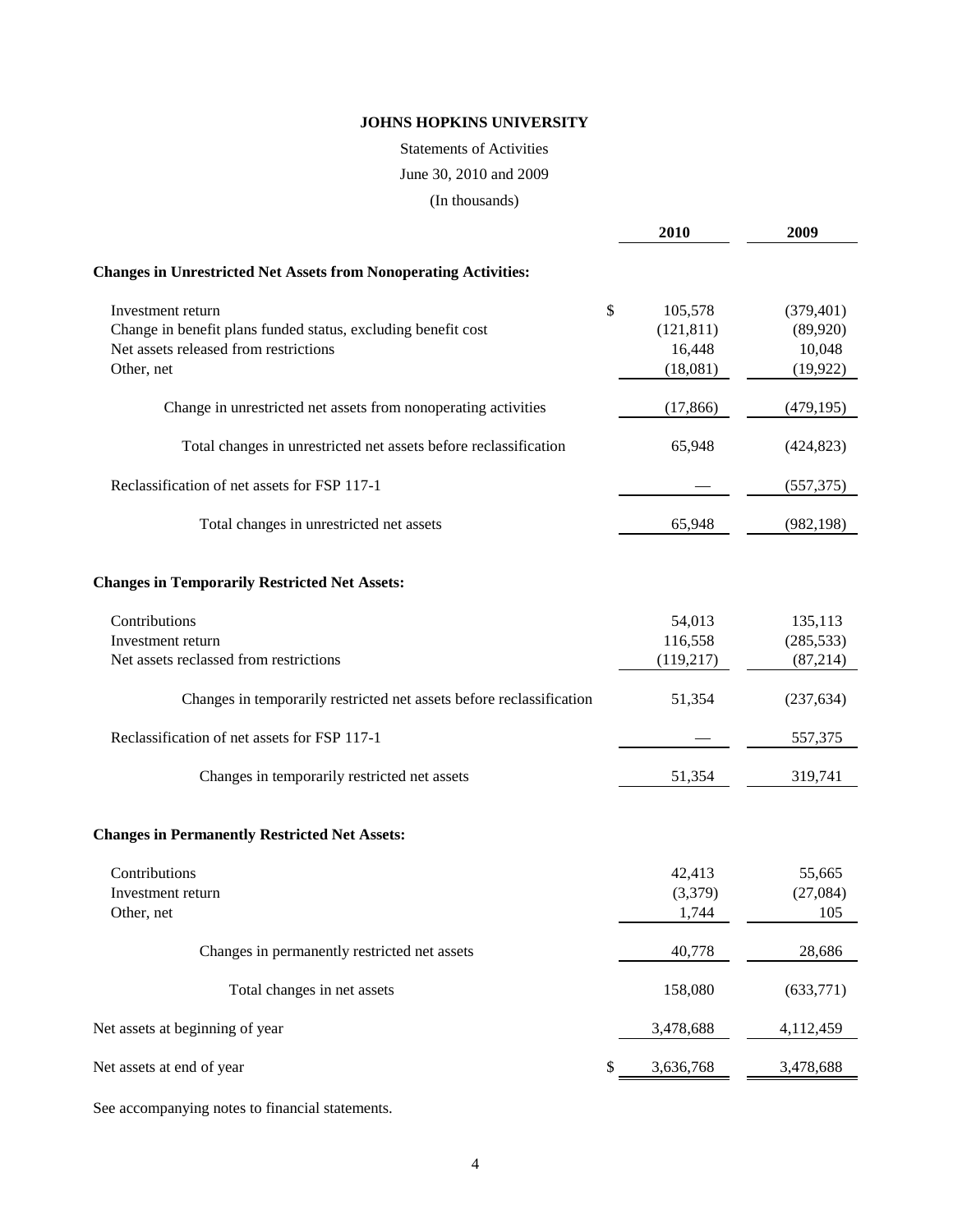# JOHNS HOPKINS UNIVERSITY

Statements of Activities

June 30, 2010 and 2009

(In thousands)

| | 2010 | 2009 |
|---|---|---|
| **Changes in Unrestricted Net Assets from Nonoperating Activities:** | | |
| Investment return | $ 105,578 | (379,401) |
| Change in benefit plans funded status, excluding benefit cost | (121,811) | (89,920) |
| Net assets released from restrictions | 16,448 | 10,048 |
| Other, net | (18,081) | (19,922) |
| Change in unrestricted net assets from nonoperating activities | (17,866) | (479,195) |
| Total changes in unrestricted net assets before reclassification | 65,948 | (424,823) |
| Reclassification of net assets for FSP 117-1 | — | (557,375) |
| Total changes in unrestricted net assets | 65,948 | (982,198) |
| **Changes in Temporarily Restricted Net Assets:** | | |
| Contributions | 54,013 | 135,113 |
| Investment return | 116,558 | (285,533) |
| Net assets reclassed from restrictions | (119,217) | (87,214) |
| Changes in temporarily restricted net assets before reclassification | 51,354 | (237,634) |
| Reclassification of net assets for FSP 117-1 | — | 557,375 |
| Changes in temporarily restricted net assets | 51,354 | 319,741 |
| **Changes in Permanently Restricted Net Assets:** | | |
| Contributions | 42,413 | 55,665 |
| Investment return | (3,379) | (27,084) |
| Other, net | 1,744 | 105 |
| Changes in permanently restricted net assets | 40,778 | 28,686 |
| Total changes in net assets | 158,080 | (633,771) |
| Net assets at beginning of year | 3,478,688 | 4,112,459 |
| Net assets at end of year | $ 3,636,768 | 3,478,688 |

See accompanying notes to financial statements.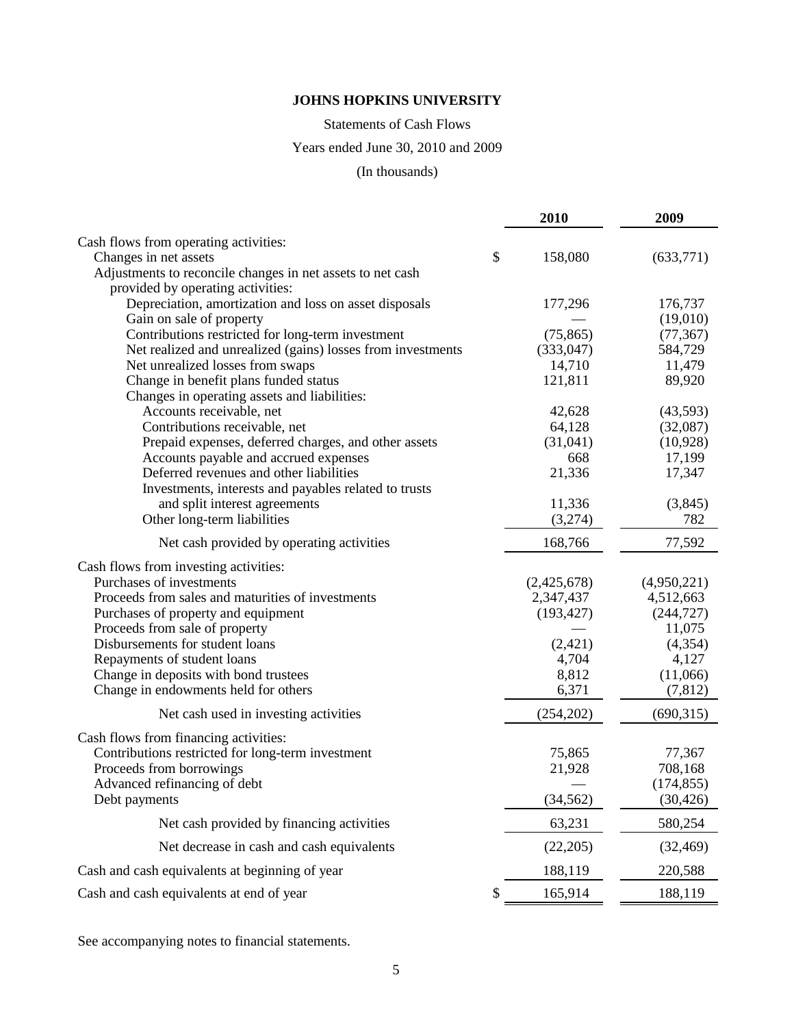**JOHNS HOPKINS UNIVERSITY**

Statements of Cash Flows

Years ended June 30, 2010 and 2009

(In thousands)

| | | 2010 | 2009 |
|---|---|---|---|
| Cash flows from operating activities: | | | |
| Changes in net assets | $ | 158,080 | (633,771) |
| Adjustments to reconcile changes in net assets to net cash provided by operating activities: | | | |
| Depreciation, amortization and loss on asset disposals | | 177,296 | 176,737 |
| Gain on sale of property | | — | (19,010) |
| Contributions restricted for long-term investment | | (75,865) | (77,367) |
| Net realized and unrealized (gains) losses from investments | | (333,047) | 584,729 |
| Net unrealized losses from swaps | | 14,710 | 11,479 |
| Change in benefit plans funded status | | 121,811 | 89,920 |
| Changes in operating assets and liabilities: | | | |
| Accounts receivable, net | | 42,628 | (43,593) |
| Contributions receivable, net | | 64,128 | (32,087) |
| Prepaid expenses, deferred charges, and other assets | | (31,041) | (10,928) |
| Accounts payable and accrued expenses | | 668 | 17,199 |
| Deferred revenues and other liabilities | | 21,336 | 17,347 |
| Investments, interests and payables related to trusts and split interest agreements | | 11,336 | (3,845) |
| Other long-term liabilities | | (3,274) | 782 |
| Net cash provided by operating activities | | 168,766 | 77,592 |
| Cash flows from investing activities: | | | |
| Purchases of investments | | (2,425,678) | (4,950,221) |
| Proceeds from sales and maturities of investments | | 2,347,437 | 4,512,663 |
| Purchases of property and equipment | | (193,427) | (244,727) |
| Proceeds from sale of property | | — | 11,075 |
| Disbursements for student loans | | (2,421) | (4,354) |
| Repayments of student loans | | 4,704 | 4,127 |
| Change in deposits with bond trustees | | 8,812 | (11,066) |
| Change in endowments held for others | | 6,371 | (7,812) |
| Net cash used in investing activities | | (254,202) | (690,315) |
| Cash flows from financing activities: | | | |
| Contributions restricted for long-term investment | | 75,865 | 77,367 |
| Proceeds from borrowings | | 21,928 | 708,168 |
| Advanced refinancing of debt | | — | (174,855) |
| Debt payments | | (34,562) | (30,426) |
| Net cash provided by financing activities | | 63,231 | 580,254 |
| Net decrease in cash and cash equivalents | | (22,205) | (32,469) |
| Cash and cash equivalents at beginning of year | | 188,119 | 220,588 |
| Cash and cash equivalents at end of year | $ | 165,914 | 188,119 |

See accompanying notes to financial statements.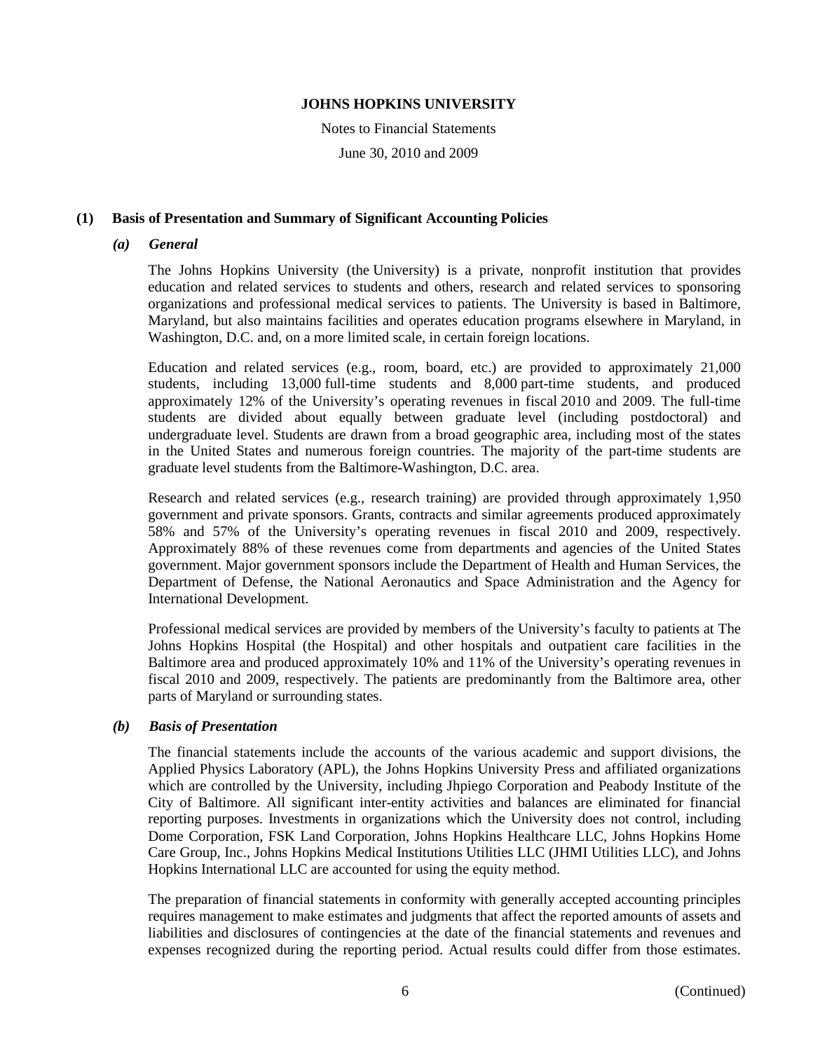# JOHNS HOPKINS UNIVERSITY

Notes to Financial Statements

June 30, 2010 and 2009

## (1) Basis of Presentation and Summary of Significant Accounting Policies

### *(a) General*

The Johns Hopkins University (the University) is a private, nonprofit institution that provides education and related services to students and others, research and related services to sponsoring organizations and professional medical services to patients. The University is based in Baltimore, Maryland, but also maintains facilities and operates education programs elsewhere in Maryland, in Washington, D.C. and, on a more limited scale, in certain foreign locations.

Education and related services (e.g., room, board, etc.) are provided to approximately 21,000 students, including 13,000 full-time students and 8,000 part-time students, and produced approximately 12% of the University's operating revenues in fiscal 2010 and 2009. The full-time students are divided about equally between graduate level (including postdoctoral) and undergraduate level. Students are drawn from a broad geographic area, including most of the states in the United States and numerous foreign countries. The majority of the part-time students are graduate level students from the Baltimore-Washington, D.C. area.

Research and related services (e.g., research training) are provided through approximately 1,950 government and private sponsors. Grants, contracts and similar agreements produced approximately 58% and 57% of the University's operating revenues in fiscal 2010 and 2009, respectively. Approximately 88% of these revenues come from departments and agencies of the United States government. Major government sponsors include the Department of Health and Human Services, the Department of Defense, the National Aeronautics and Space Administration and the Agency for International Development.

Professional medical services are provided by members of the University's faculty to patients at The Johns Hopkins Hospital (the Hospital) and other hospitals and outpatient care facilities in the Baltimore area and produced approximately 10% and 11% of the University's operating revenues in fiscal 2010 and 2009, respectively. The patients are predominantly from the Baltimore area, other parts of Maryland or surrounding states.

### *(b) Basis of Presentation*

The financial statements include the accounts of the various academic and support divisions, the Applied Physics Laboratory (APL), the Johns Hopkins University Press and affiliated organizations which are controlled by the University, including Jhpiego Corporation and Peabody Institute of the City of Baltimore. All significant inter-entity activities and balances are eliminated for financial reporting purposes. Investments in organizations which the University does not control, including Dome Corporation, FSK Land Corporation, Johns Hopkins Healthcare LLC, Johns Hopkins Home Care Group, Inc., Johns Hopkins Medical Institutions Utilities LLC (JHMI Utilities LLC), and Johns Hopkins International LLC are accounted for using the equity method.

The preparation of financial statements in conformity with generally accepted accounting principles requires management to make estimates and judgments that affect the reported amounts of assets and liabilities and disclosures of contingencies at the date of the financial statements and revenues and expenses recognized during the reporting period. Actual results could differ from those estimates.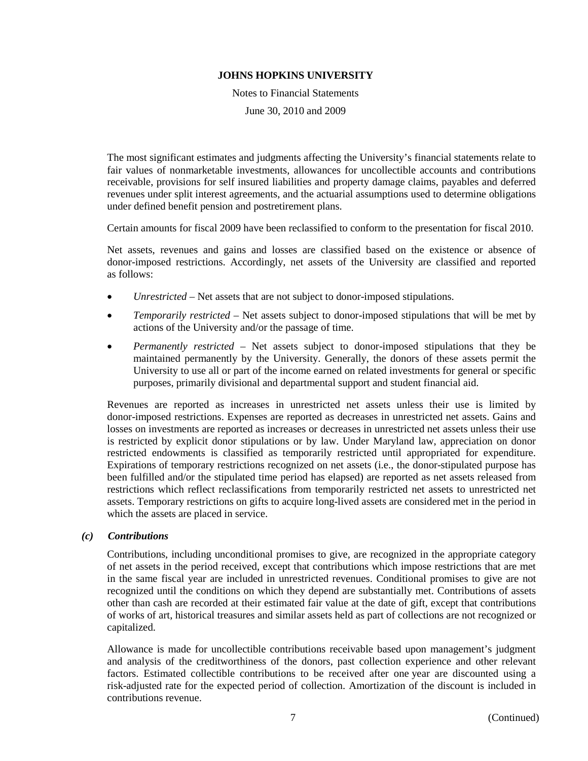The most significant estimates and judgments affecting the University's financial statements relate to fair values of nonmarketable investments, allowances for uncollectible accounts and contributions receivable, provisions for self insured liabilities and property damage claims, payables and deferred revenues under split interest agreements, and the actuarial assumptions used to determine obligations under defined benefit pension and postretirement plans.

Certain amounts for fiscal 2009 have been reclassified to conform to the presentation for fiscal 2010.

Net assets, revenues and gains and losses are classified based on the existence or absence of donor-imposed restrictions. Accordingly, net assets of the University are classified and reported as follows:

- *Unrestricted* – Net assets that are not subject to donor-imposed stipulations.
- *Temporarily restricted* – Net assets subject to donor-imposed stipulations that will be met by actions of the University and/or the passage of time.
- *Permanently restricted* – Net assets subject to donor-imposed stipulations that they be maintained permanently by the University. Generally, the donors of these assets permit the University to use all or part of the income earned on related investments for general or specific purposes, primarily divisional and departmental support and student financial aid.

Revenues are reported as increases in unrestricted net assets unless their use is limited by donor-imposed restrictions. Expenses are reported as decreases in unrestricted net assets. Gains and losses on investments are reported as increases or decreases in unrestricted net assets unless their use is restricted by explicit donor stipulations or by law. Under Maryland law, appreciation on donor restricted endowments is classified as temporarily restricted until appropriated for expenditure. Expirations of temporary restrictions recognized on net assets (i.e., the donor-stipulated purpose has been fulfilled and/or the stipulated time period has elapsed) are reported as net assets released from restrictions which reflect reclassifications from temporarily restricted net assets to unrestricted net assets. Temporary restrictions on gifts to acquire long-lived assets are considered met in the period in which the assets are placed in service.

### *(c) Contributions*

Contributions, including unconditional promises to give, are recognized in the appropriate category of net assets in the period received, except that contributions which impose restrictions that are met in the same fiscal year are included in unrestricted revenues. Conditional promises to give are not recognized until the conditions on which they depend are substantially met. Contributions of assets other than cash are recorded at their estimated fair value at the date of gift, except that contributions of works of art, historical treasures and similar assets held as part of collections are not recognized or capitalized.

Allowance is made for uncollectible contributions receivable based upon management's judgment and analysis of the creditworthiness of the donors, past collection experience and other relevant factors. Estimated collectible contributions to be received after one year are discounted using a risk-adjusted rate for the expected period of collection. Amortization of the discount is included in contributions revenue.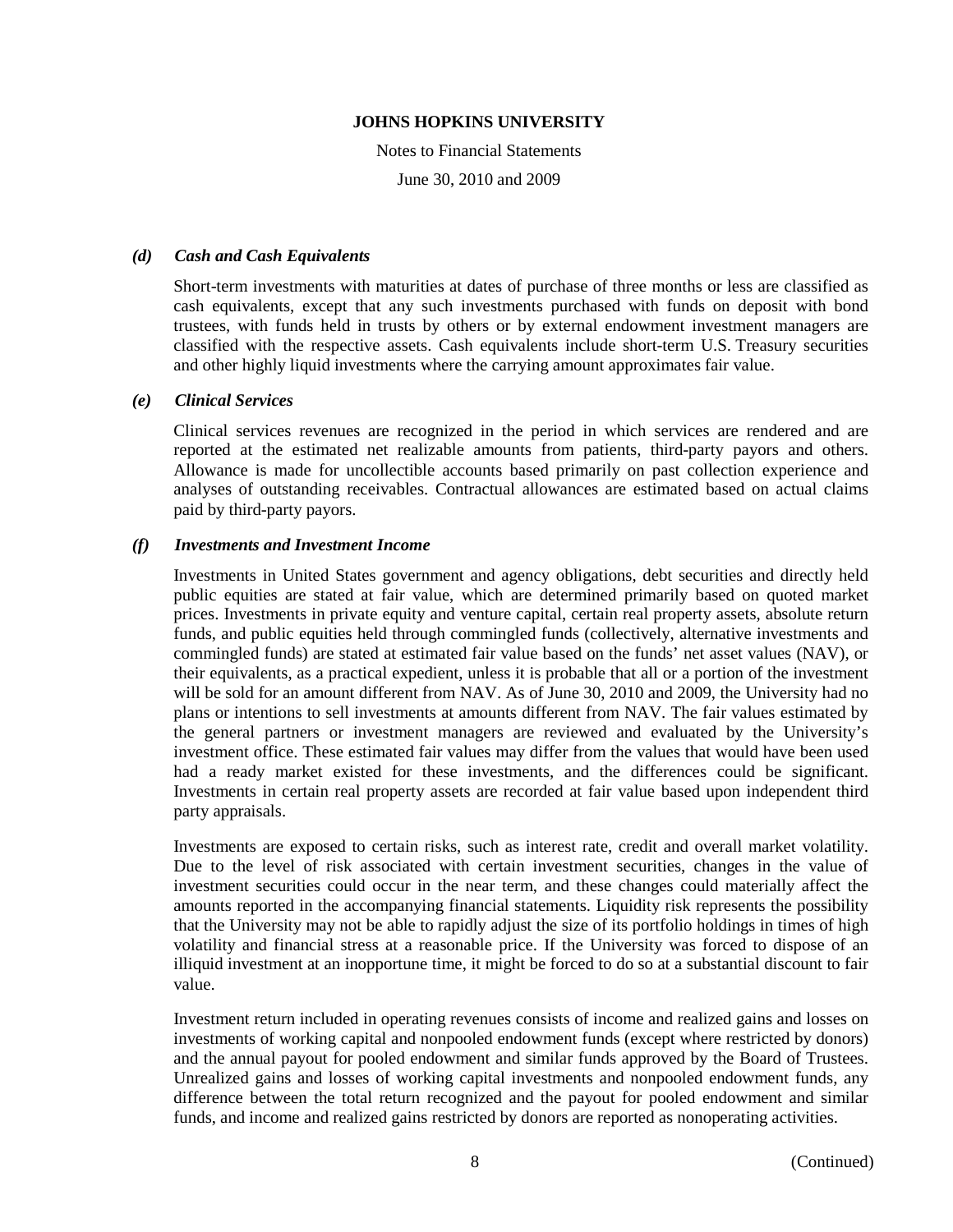### *(d) Cash and Cash Equivalents*

Short-term investments with maturities at dates of purchase of three months or less are classified as cash equivalents, except that any such investments purchased with funds on deposit with bond trustees, with funds held in trusts by others or by external endowment investment managers are classified with the respective assets. Cash equivalents include short-term U.S. Treasury securities and other highly liquid investments where the carrying amount approximates fair value.

### *(e) Clinical Services*

Clinical services revenues are recognized in the period in which services are rendered and are reported at the estimated net realizable amounts from patients, third-party payors and others. Allowance is made for uncollectible accounts based primarily on past collection experience and analyses of outstanding receivables. Contractual allowances are estimated based on actual claims paid by third-party payors.

### *(f) Investments and Investment Income*

Investments in United States government and agency obligations, debt securities and directly held public equities are stated at fair value, which are determined primarily based on quoted market prices. Investments in private equity and venture capital, certain real property assets, absolute return funds, and public equities held through commingled funds (collectively, alternative investments and commingled funds) are stated at estimated fair value based on the funds' net asset values (NAV), or their equivalents, as a practical expedient, unless it is probable that all or a portion of the investment will be sold for an amount different from NAV. As of June 30, 2010 and 2009, the University had no plans or intentions to sell investments at amounts different from NAV. The fair values estimated by the general partners or investment managers are reviewed and evaluated by the University's investment office. These estimated fair values may differ from the values that would have been used had a ready market existed for these investments, and the differences could be significant. Investments in certain real property assets are recorded at fair value based upon independent third party appraisals.

Investments are exposed to certain risks, such as interest rate, credit and overall market volatility. Due to the level of risk associated with certain investment securities, changes in the value of investment securities could occur in the near term, and these changes could materially affect the amounts reported in the accompanying financial statements. Liquidity risk represents the possibility that the University may not be able to rapidly adjust the size of its portfolio holdings in times of high volatility and financial stress at a reasonable price. If the University was forced to dispose of an illiquid investment at an inopportune time, it might be forced to do so at a substantial discount to fair value.

Investment return included in operating revenues consists of income and realized gains and losses on investments of working capital and nonpooled endowment funds (except where restricted by donors) and the annual payout for pooled endowment and similar funds approved by the Board of Trustees. Unrealized gains and losses of working capital investments and nonpooled endowment funds, any difference between the total return recognized and the payout for pooled endowment and similar funds, and income and realized gains restricted by donors are reported as nonoperating activities.

(Continued)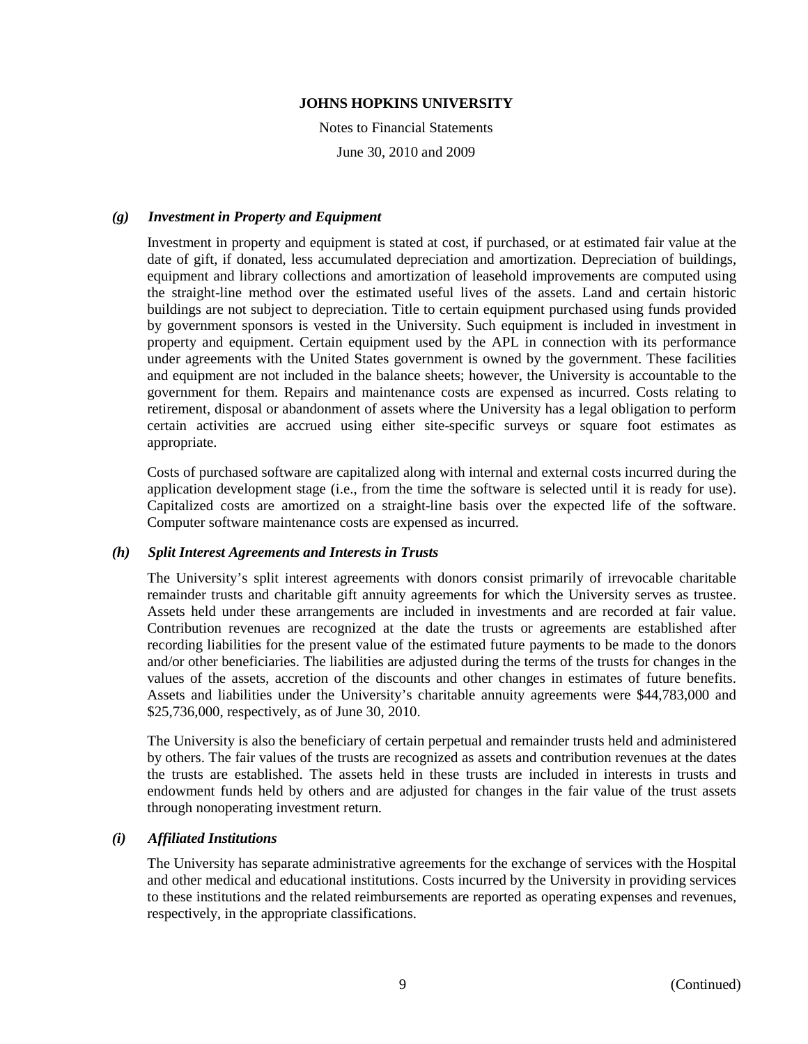### *(g) Investment in Property and Equipment*

Investment in property and equipment is stated at cost, if purchased, or at estimated fair value at the date of gift, if donated, less accumulated depreciation and amortization. Depreciation of buildings, equipment and library collections and amortization of leasehold improvements are computed using the straight-line method over the estimated useful lives of the assets. Land and certain historic buildings are not subject to depreciation. Title to certain equipment purchased using funds provided by government sponsors is vested in the University. Such equipment is included in investment in property and equipment. Certain equipment used by the APL in connection with its performance under agreements with the United States government is owned by the government. These facilities and equipment are not included in the balance sheets; however, the University is accountable to the government for them. Repairs and maintenance costs are expensed as incurred. Costs relating to retirement, disposal or abandonment of assets where the University has a legal obligation to perform certain activities are accrued using either site-specific surveys or square foot estimates as appropriate.

Costs of purchased software are capitalized along with internal and external costs incurred during the application development stage (i.e., from the time the software is selected until it is ready for use). Capitalized costs are amortized on a straight-line basis over the expected life of the software. Computer software maintenance costs are expensed as incurred.

### *(h) Split Interest Agreements and Interests in Trusts*

The University's split interest agreements with donors consist primarily of irrevocable charitable remainder trusts and charitable gift annuity agreements for which the University serves as trustee. Assets held under these arrangements are included in investments and are recorded at fair value. Contribution revenues are recognized at the date the trusts or agreements are established after recording liabilities for the present value of the estimated future payments to be made to the donors and/or other beneficiaries. The liabilities are adjusted during the terms of the trusts for changes in the values of the assets, accretion of the discounts and other changes in estimates of future benefits. Assets and liabilities under the University's charitable annuity agreements were $44,783,000 and $25,736,000, respectively, as of June 30, 2010.

The University is also the beneficiary of certain perpetual and remainder trusts held and administered by others. The fair values of the trusts are recognized as assets and contribution revenues at the dates the trusts are established. The assets held in these trusts are included in interests in trusts and endowment funds held by others and are adjusted for changes in the fair value of the trust assets through nonoperating investment return.

### *(i) Affiliated Institutions*

The University has separate administrative agreements for the exchange of services with the Hospital and other medical and educational institutions. Costs incurred by the University in providing services to these institutions and the related reimbursements are reported as operating expenses and revenues, respectively, in the appropriate classifications.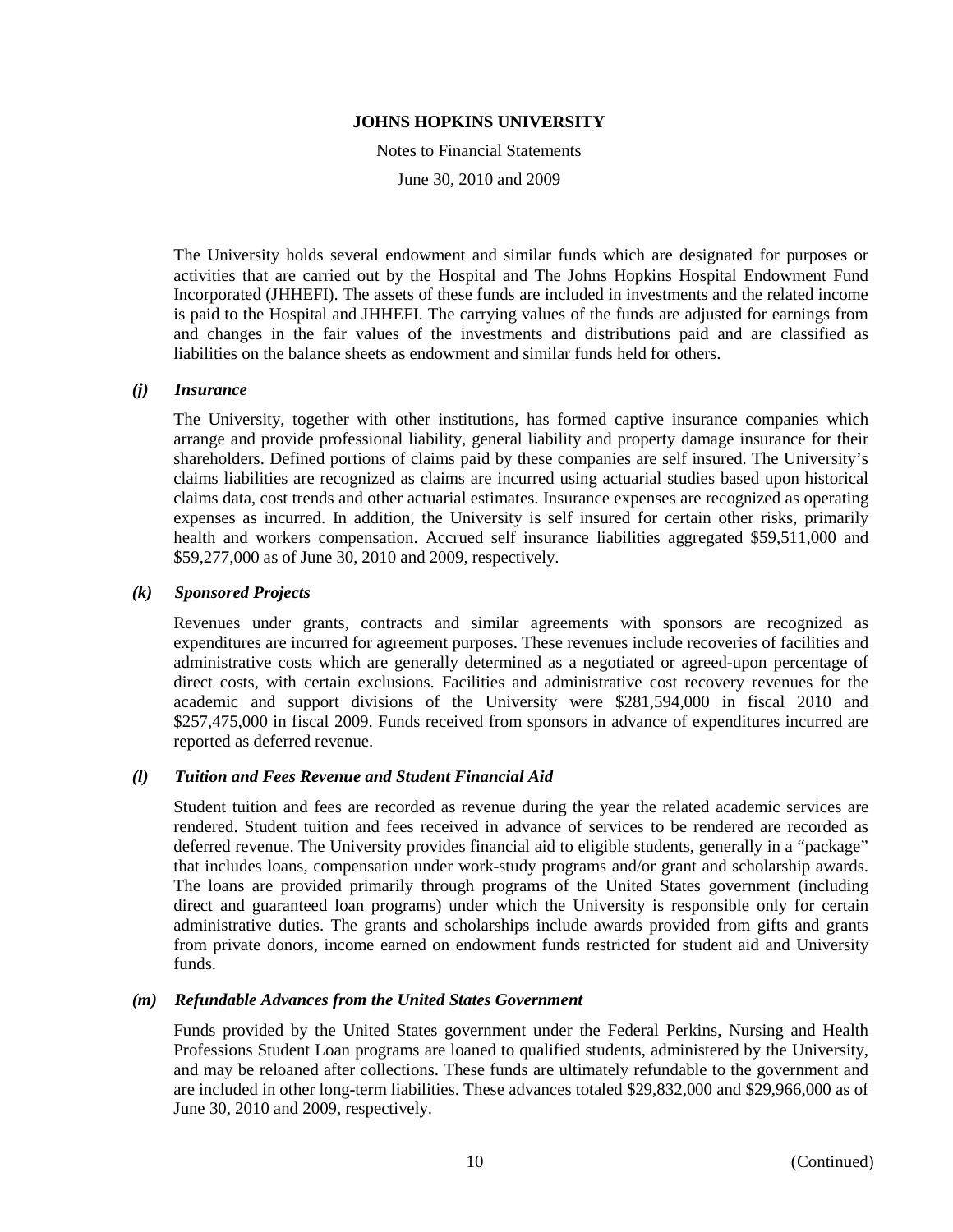The University holds several endowment and similar funds which are designated for purposes or activities that are carried out by the Hospital and The Johns Hopkins Hospital Endowment Fund Incorporated (JHHEFI). The assets of these funds are included in investments and the related income is paid to the Hospital and JHHEFI. The carrying values of the funds are adjusted for earnings from and changes in the fair values of the investments and distributions paid and are classified as liabilities on the balance sheets as endowment and similar funds held for others.

### *(j) Insurance*

The University, together with other institutions, has formed captive insurance companies which arrange and provide professional liability, general liability and property damage insurance for their shareholders. Defined portions of claims paid by these companies are self insured. The University's claims liabilities are recognized as claims are incurred using actuarial studies based upon historical claims data, cost trends and other actuarial estimates. Insurance expenses are recognized as operating expenses as incurred. In addition, the University is self insured for certain other risks, primarily health and workers compensation. Accrued self insurance liabilities aggregated \$59,511,000 and \$59,277,000 as of June 30, 2010 and 2009, respectively.

### *(k) Sponsored Projects*

Revenues under grants, contracts and similar agreements with sponsors are recognized as expenditures are incurred for agreement purposes. These revenues include recoveries of facilities and administrative costs which are generally determined as a negotiated or agreed-upon percentage of direct costs, with certain exclusions. Facilities and administrative cost recovery revenues for the academic and support divisions of the University were \$281,594,000 in fiscal 2010 and \$257,475,000 in fiscal 2009. Funds received from sponsors in advance of expenditures incurred are reported as deferred revenue.

### *(l) Tuition and Fees Revenue and Student Financial Aid*

Student tuition and fees are recorded as revenue during the year the related academic services are rendered. Student tuition and fees received in advance of services to be rendered are recorded as deferred revenue. The University provides financial aid to eligible students, generally in a "package" that includes loans, compensation under work-study programs and/or grant and scholarship awards. The loans are provided primarily through programs of the United States government (including direct and guaranteed loan programs) under which the University is responsible only for certain administrative duties. The grants and scholarships include awards provided from gifts and grants from private donors, income earned on endowment funds restricted for student aid and University funds.

### *(m) Refundable Advances from the United States Government*

Funds provided by the United States government under the Federal Perkins, Nursing and Health Professions Student Loan programs are loaned to qualified students, administered by the University, and may be reloaned after collections. These funds are ultimately refundable to the government and are included in other long-term liabilities. These advances totaled \$29,832,000 and \$29,966,000 as of June 30, 2010 and 2009, respectively.

(Continued)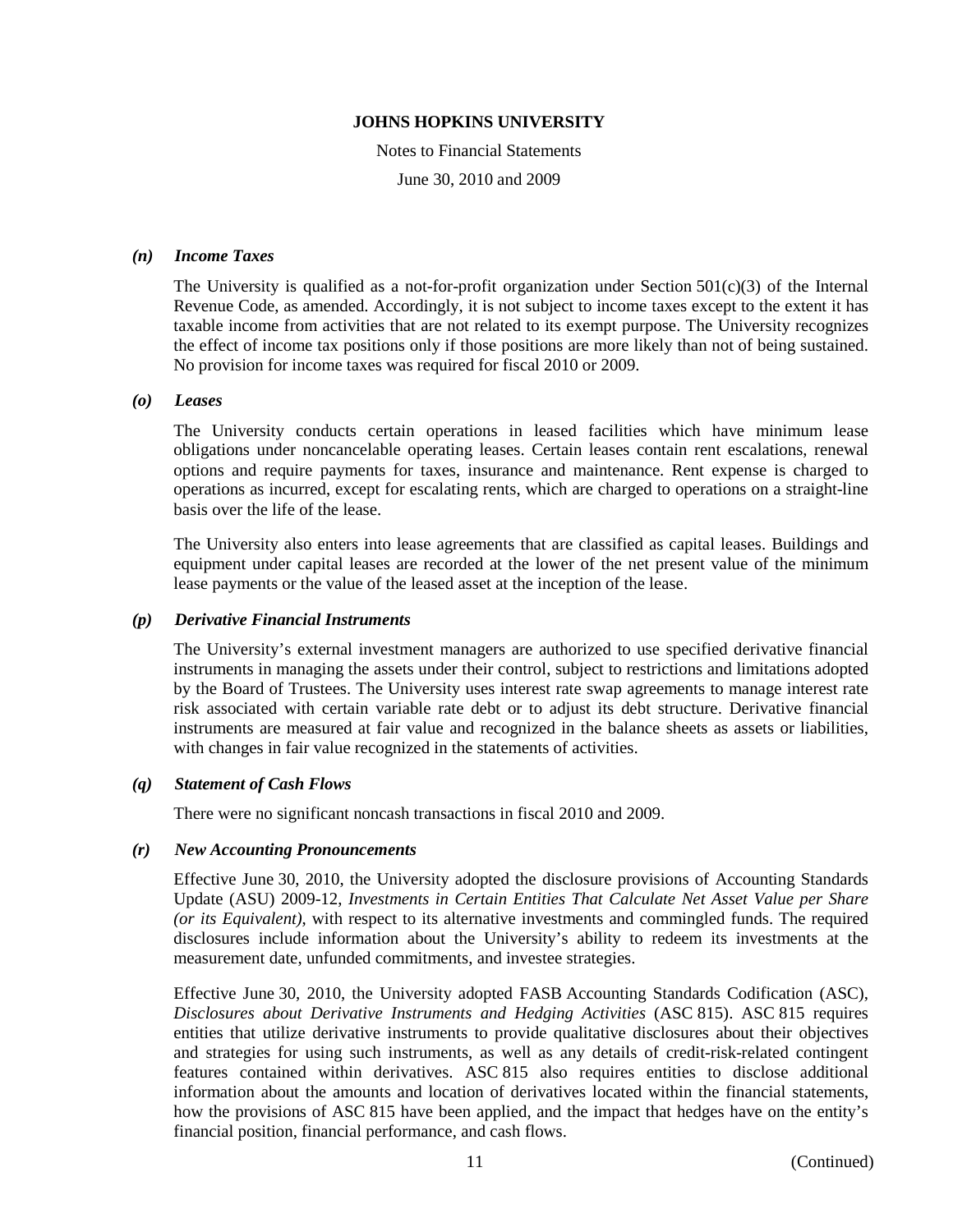#### *(n) Income Taxes*

The University is qualified as a not-for-profit organization under Section 501(c)(3) of the Internal Revenue Code, as amended. Accordingly, it is not subject to income taxes except to the extent it has taxable income from activities that are not related to its exempt purpose. The University recognizes the effect of income tax positions only if those positions are more likely than not of being sustained. No provision for income taxes was required for fiscal 2010 or 2009.

#### *(o) Leases*

The University conducts certain operations in leased facilities which have minimum lease obligations under noncancelable operating leases. Certain leases contain rent escalations, renewal options and require payments for taxes, insurance and maintenance. Rent expense is charged to operations as incurred, except for escalating rents, which are charged to operations on a straight-line basis over the life of the lease.

The University also enters into lease agreements that are classified as capital leases. Buildings and equipment under capital leases are recorded at the lower of the net present value of the minimum lease payments or the value of the leased asset at the inception of the lease.

#### *(p) Derivative Financial Instruments*

The University's external investment managers are authorized to use specified derivative financial instruments in managing the assets under their control, subject to restrictions and limitations adopted by the Board of Trustees. The University uses interest rate swap agreements to manage interest rate risk associated with certain variable rate debt or to adjust its debt structure. Derivative financial instruments are measured at fair value and recognized in the balance sheets as assets or liabilities, with changes in fair value recognized in the statements of activities.

#### *(q) Statement of Cash Flows*

There were no significant noncash transactions in fiscal 2010 and 2009.

#### *(r) New Accounting Pronouncements*

Effective June 30, 2010, the University adopted the disclosure provisions of Accounting Standards Update (ASU) 2009-12, *Investments in Certain Entities That Calculate Net Asset Value per Share (or its Equivalent)*, with respect to its alternative investments and commingled funds. The required disclosures include information about the University's ability to redeem its investments at the measurement date, unfunded commitments, and investee strategies.

Effective June 30, 2010, the University adopted FASB Accounting Standards Codification (ASC), *Disclosures about Derivative Instruments and Hedging Activities* (ASC 815). ASC 815 requires entities that utilize derivative instruments to provide qualitative disclosures about their objectives and strategies for using such instruments, as well as any details of credit-risk-related contingent features contained within derivatives. ASC 815 also requires entities to disclose additional information about the amounts and location of derivatives located within the financial statements, how the provisions of ASC 815 have been applied, and the impact that hedges have on the entity's financial position, financial performance, and cash flows.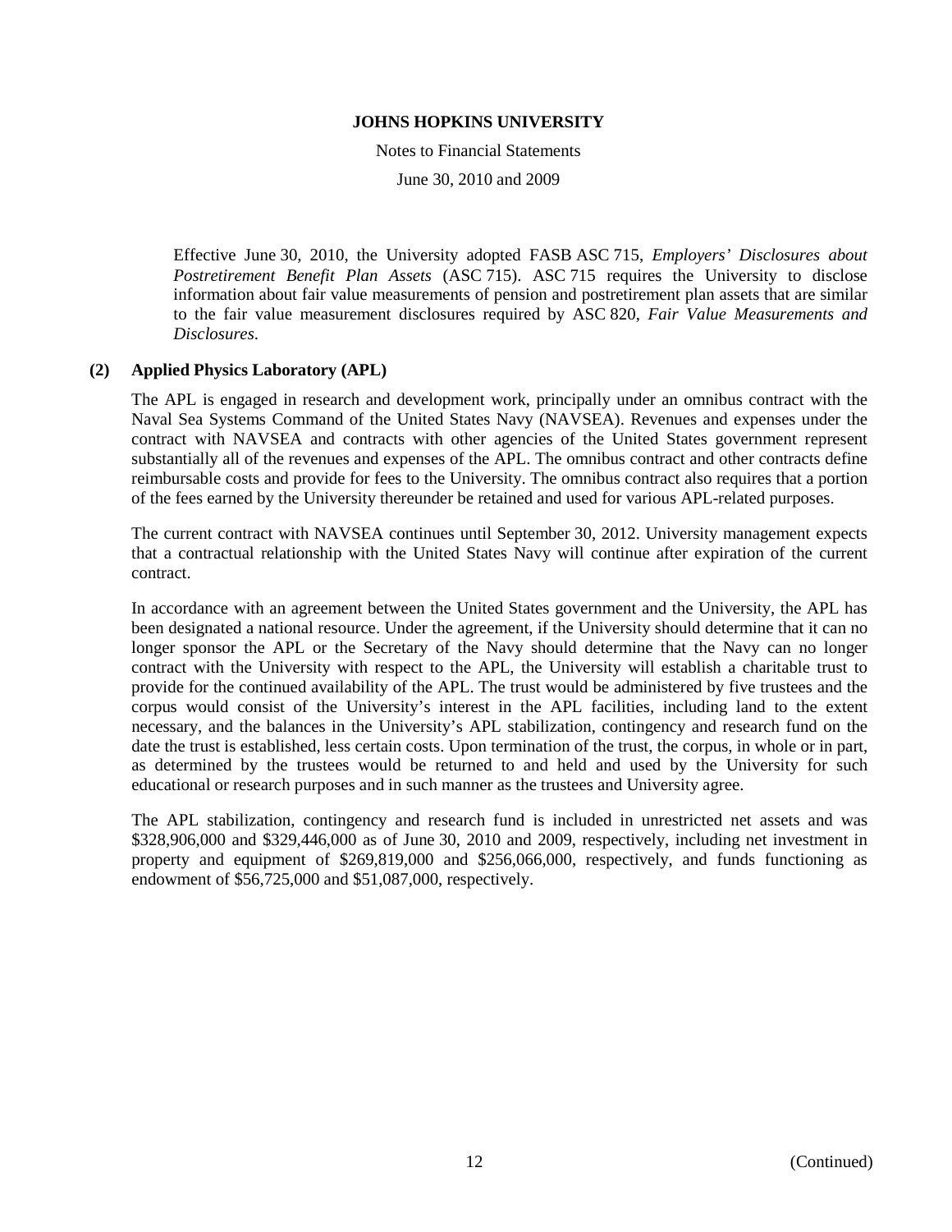Effective June 30, 2010, the University adopted FASB ASC 715, *Employers' Disclosures about Postretirement Benefit Plan Assets* (ASC 715). ASC 715 requires the University to disclose information about fair value measurements of pension and postretirement plan assets that are similar to the fair value measurement disclosures required by ASC 820, *Fair Value Measurements and Disclosures*.

## (2) Applied Physics Laboratory (APL)

The APL is engaged in research and development work, principally under an omnibus contract with the Naval Sea Systems Command of the United States Navy (NAVSEA). Revenues and expenses under the contract with NAVSEA and contracts with other agencies of the United States government represent substantially all of the revenues and expenses of the APL. The omnibus contract and other contracts define reimbursable costs and provide for fees to the University. The omnibus contract also requires that a portion of the fees earned by the University thereunder be retained and used for various APL-related purposes.

The current contract with NAVSEA continues until September 30, 2012. University management expects that a contractual relationship with the United States Navy will continue after expiration of the current contract.

In accordance with an agreement between the United States government and the University, the APL has been designated a national resource. Under the agreement, if the University should determine that it can no longer sponsor the APL or the Secretary of the Navy should determine that the Navy can no longer contract with the University with respect to the APL, the University will establish a charitable trust to provide for the continued availability of the APL. The trust would be administered by five trustees and the corpus would consist of the University's interest in the APL facilities, including land to the extent necessary, and the balances in the University's APL stabilization, contingency and research fund on the date the trust is established, less certain costs. Upon termination of the trust, the corpus, in whole or in part, as determined by the trustees would be returned to and held and used by the University for such educational or research purposes and in such manner as the trustees and University agree.

The APL stabilization, contingency and research fund is included in unrestricted net assets and was $328,906,000 and $329,446,000 as of June 30, 2010 and 2009, respectively, including net investment in property and equipment of $269,819,000 and $256,066,000, respectively, and funds functioning as endowment of $56,725,000 and $51,087,000, respectively.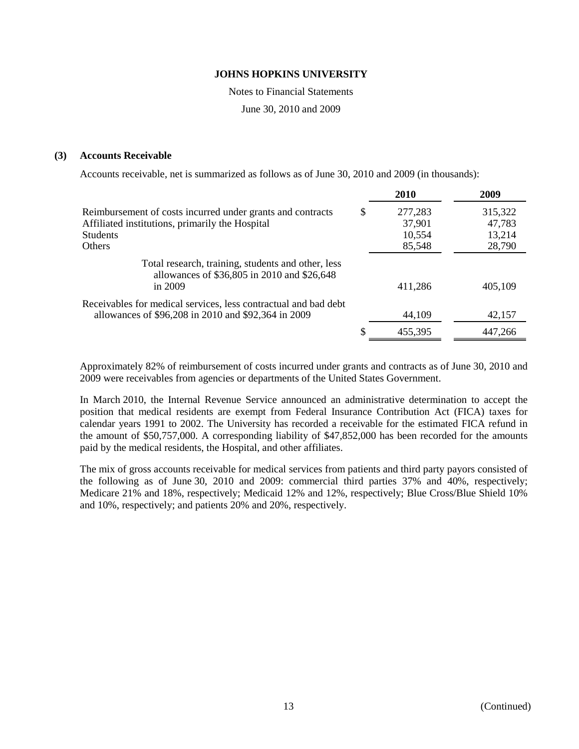JOHNS HOPKINS UNIVERSITY

Notes to Financial Statements

June 30, 2010 and 2009

## (3) Accounts Receivable

Accounts receivable, net is summarized as follows as of June 30, 2010 and 2009 (in thousands):

| | 2010 | 2009 |
|---|---|---|
| Reimbursement of costs incurred under grants and contracts | $ 277,283 | 315,322 |
| Affiliated institutions, primarily the Hospital | 37,901 | 47,783 |
| Students | 10,554 | 13,214 |
| Others | 85,548 | 28,790 |
| Total research, training, students and other, less allowances of $36,805 in 2010 and $26,648 in 2009 | 411,286 | 405,109 |
| Receivables for medical services, less contractual and bad debt allowances of $96,208 in 2010 and $92,364 in 2009 | 44,109 | 42,157 |
| | $ 455,395 | 447,266 |

Approximately 82% of reimbursement of costs incurred under grants and contracts as of June 30, 2010 and 2009 were receivables from agencies or departments of the United States Government.

In March 2010, the Internal Revenue Service announced an administrative determination to accept the position that medical residents are exempt from Federal Insurance Contribution Act (FICA) taxes for calendar years 1991 to 2002. The University has recorded a receivable for the estimated FICA refund in the amount of $50,757,000. A corresponding liability of $47,852,000 has been recorded for the amounts paid by the medical residents, the Hospital, and other affiliates.

The mix of gross accounts receivable for medical services from patients and third party payors consisted of the following as of June 30, 2010 and 2009: commercial third parties 37% and 40%, respectively; Medicare 21% and 18%, respectively; Medicaid 12% and 12%, respectively; Blue Cross/Blue Shield 10% and 10%, respectively; and patients 20% and 20%, respectively.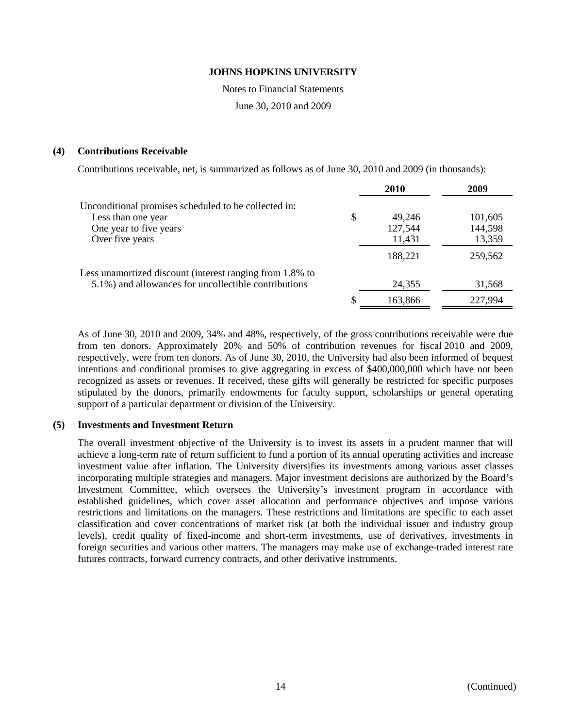**JOHNS HOPKINS UNIVERSITY**

Notes to Financial Statements

June 30, 2010 and 2009

## (4) Contributions Receivable

Contributions receivable, net, is summarized as follows as of June 30, 2010 and 2009 (in thousands):

| | 2010 | 2009 |
|---|---|---|
| Unconditional promises scheduled to be collected in: | | |
| Less than one year | $ 49,246 | 101,605 |
| One year to five years | 127,544 | 144,598 |
| Over five years | 11,431 | 13,359 |
| | 188,221 | 259,562 |
| Less unamortized discount (interest ranging from 1.8% to 5.1%) and allowances for uncollectible contributions | 24,355 | 31,568 |
| | $ 163,866 | 227,994 |

As of June 30, 2010 and 2009, 34% and 48%, respectively, of the gross contributions receivable were due from ten donors. Approximately 20% and 50% of contribution revenues for fiscal 2010 and 2009, respectively, were from ten donors. As of June 30, 2010, the University had also been informed of bequest intentions and conditional promises to give aggregating in excess of $400,000,000 which have not been recognized as assets or revenues. If received, these gifts will generally be restricted for specific purposes stipulated by the donors, primarily endowments for faculty support, scholarships or general operating support of a particular department or division of the University.

## (5) Investments and Investment Return

The overall investment objective of the University is to invest its assets in a prudent manner that will achieve a long-term rate of return sufficient to fund a portion of its annual operating activities and increase investment value after inflation. The University diversifies its investments among various asset classes incorporating multiple strategies and managers. Major investment decisions are authorized by the Board's Investment Committee, which oversees the University's investment program in accordance with established guidelines, which cover asset allocation and performance objectives and impose various restrictions and limitations on the managers. These restrictions and limitations are specific to each asset classification and cover concentrations of market risk (at both the individual issuer and industry group levels), credit quality of fixed-income and short-term investments, use of derivatives, investments in foreign securities and various other matters. The managers may make use of exchange-traded interest rate futures contracts, forward currency contracts, and other derivative instruments.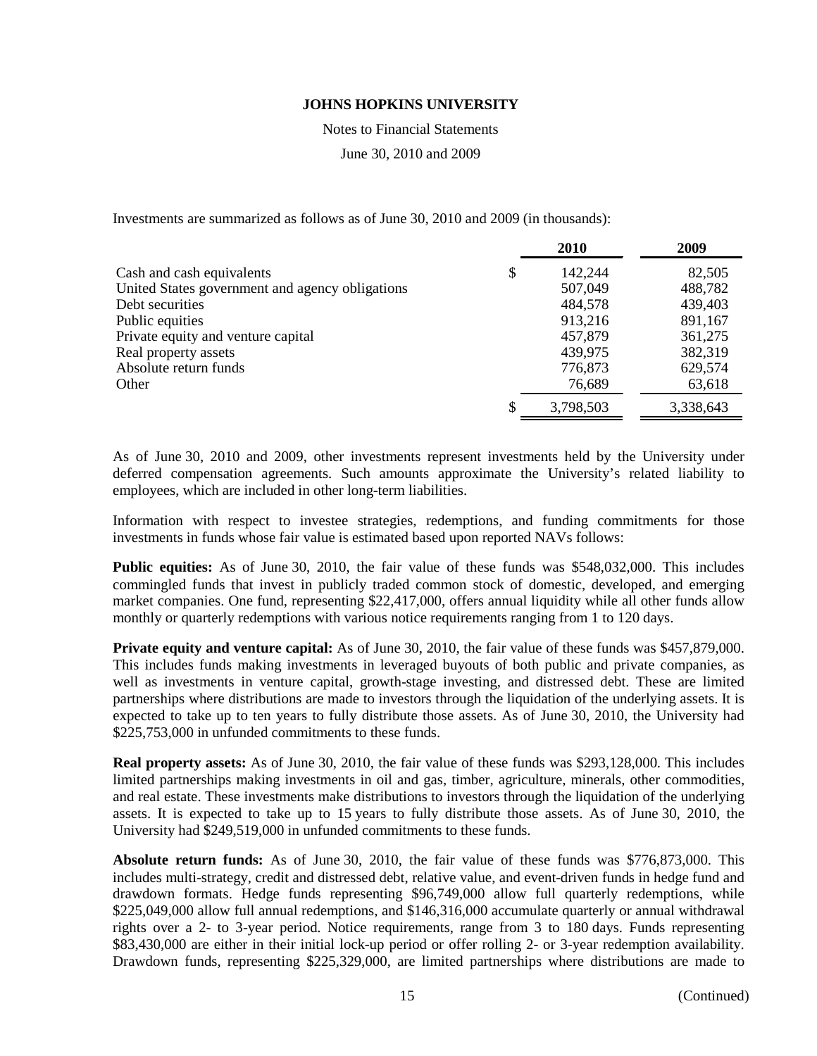Investments are summarized as follows as of June 30, 2010 and 2009 (in thousands):

| | 2010 | 2009 |
|---|---|---|
| Cash and cash equivalents | $ 142,244 | 82,505 |
| United States government and agency obligations | 507,049 | 488,782 |
| Debt securities | 484,578 | 439,403 |
| Public equities | 913,216 | 891,167 |
| Private equity and venture capital | 457,879 | 361,275 |
| Real property assets | 439,975 | 382,319 |
| Absolute return funds | 776,873 | 629,574 |
| Other | 76,689 | 63,618 |
| | $ 3,798,503 | 3,338,643 |

As of June 30, 2010 and 2009, other investments represent investments held by the University under deferred compensation agreements. Such amounts approximate the University's related liability to employees, which are included in other long-term liabilities.

Information with respect to investee strategies, redemptions, and funding commitments for those investments in funds whose fair value is estimated based upon reported NAVs follows:

**Public equities:** As of June 30, 2010, the fair value of these funds was $548,032,000. This includes commingled funds that invest in publicly traded common stock of domestic, developed, and emerging market companies. One fund, representing $22,417,000, offers annual liquidity while all other funds allow monthly or quarterly redemptions with various notice requirements ranging from 1 to 120 days.

**Private equity and venture capital:** As of June 30, 2010, the fair value of these funds was $457,879,000. This includes funds making investments in leveraged buyouts of both public and private companies, as well as investments in venture capital, growth-stage investing, and distressed debt. These are limited partnerships where distributions are made to investors through the liquidation of the underlying assets. It is expected to take up to ten years to fully distribute those assets. As of June 30, 2010, the University had $225,753,000 in unfunded commitments to these funds.

**Real property assets:** As of June 30, 2010, the fair value of these funds was $293,128,000. This includes limited partnerships making investments in oil and gas, timber, agriculture, minerals, other commodities, and real estate. These investments make distributions to investors through the liquidation of the underlying assets. It is expected to take up to 15 years to fully distribute those assets. As of June 30, 2010, the University had $249,519,000 in unfunded commitments to these funds.

**Absolute return funds:** As of June 30, 2010, the fair value of these funds was $776,873,000. This includes multi-strategy, credit and distressed debt, relative value, and event-driven funds in hedge fund and drawdown formats. Hedge funds representing $96,749,000 allow full quarterly redemptions, while $225,049,000 allow full annual redemptions, and $146,316,000 accumulate quarterly or annual withdrawal rights over a 2- to 3-year period. Notice requirements, range from 3 to 180 days. Funds representing $83,430,000 are either in their initial lock-up period or offer rolling 2- or 3-year redemption availability. Drawdown funds, representing $225,329,000, are limited partnerships where distributions are made to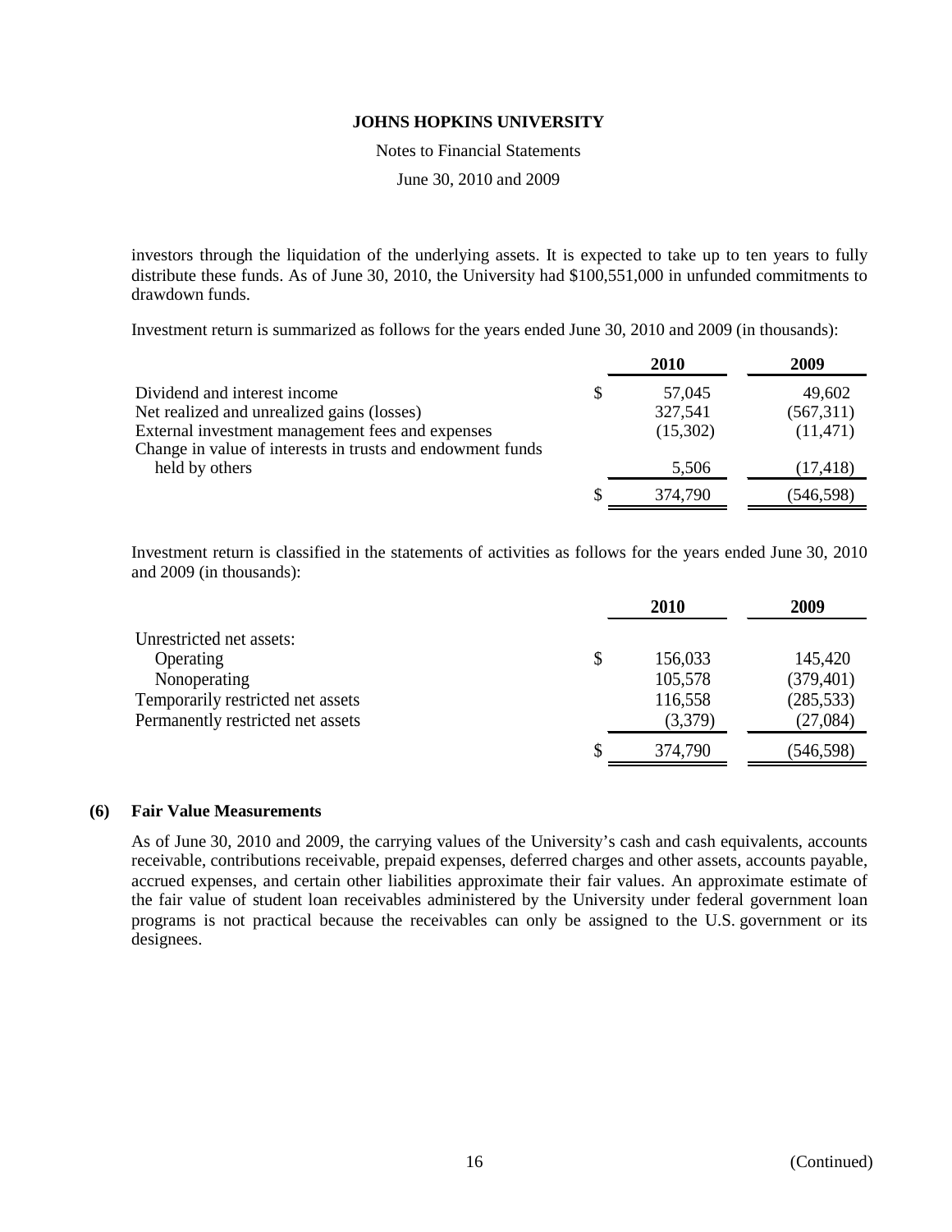investors through the liquidation of the underlying assets. It is expected to take up to ten years to fully distribute these funds. As of June 30, 2010, the University had $100,551,000 in unfunded commitments to drawdown funds.

Investment return is summarized as follows for the years ended June 30, 2010 and 2009 (in thousands):

| | 2010 | 2009 |
|---|---|---|
| Dividend and interest income | $ 57,045 | 49,602 |
| Net realized and unrealized gains (losses) | 327,541 | (567,311) |
| External investment management fees and expenses | (15,302) | (11,471) |
| Change in value of interests in trusts and endowment funds held by others | 5,506 | (17,418) |
| | $ 374,790 | (546,598) |

Investment return is classified in the statements of activities as follows for the years ended June 30, 2010 and 2009 (in thousands):

| | 2010 | 2009 |
|---|---|---|
| Unrestricted net assets: | | |
| Operating | $ 156,033 | 145,420 |
| Nonoperating | 105,578 | (379,401) |
| Temporarily restricted net assets | 116,558 | (285,533) |
| Permanently restricted net assets | (3,379) | (27,084) |
| | $ 374,790 | (546,598) |

## (6) Fair Value Measurements

As of June 30, 2010 and 2009, the carrying values of the University's cash and cash equivalents, accounts receivable, contributions receivable, prepaid expenses, deferred charges and other assets, accounts payable, accrued expenses, and certain other liabilities approximate their fair values. An approximate estimate of the fair value of student loan receivables administered by the University under federal government loan programs is not practical because the receivables can only be assigned to the U.S. government or its designees.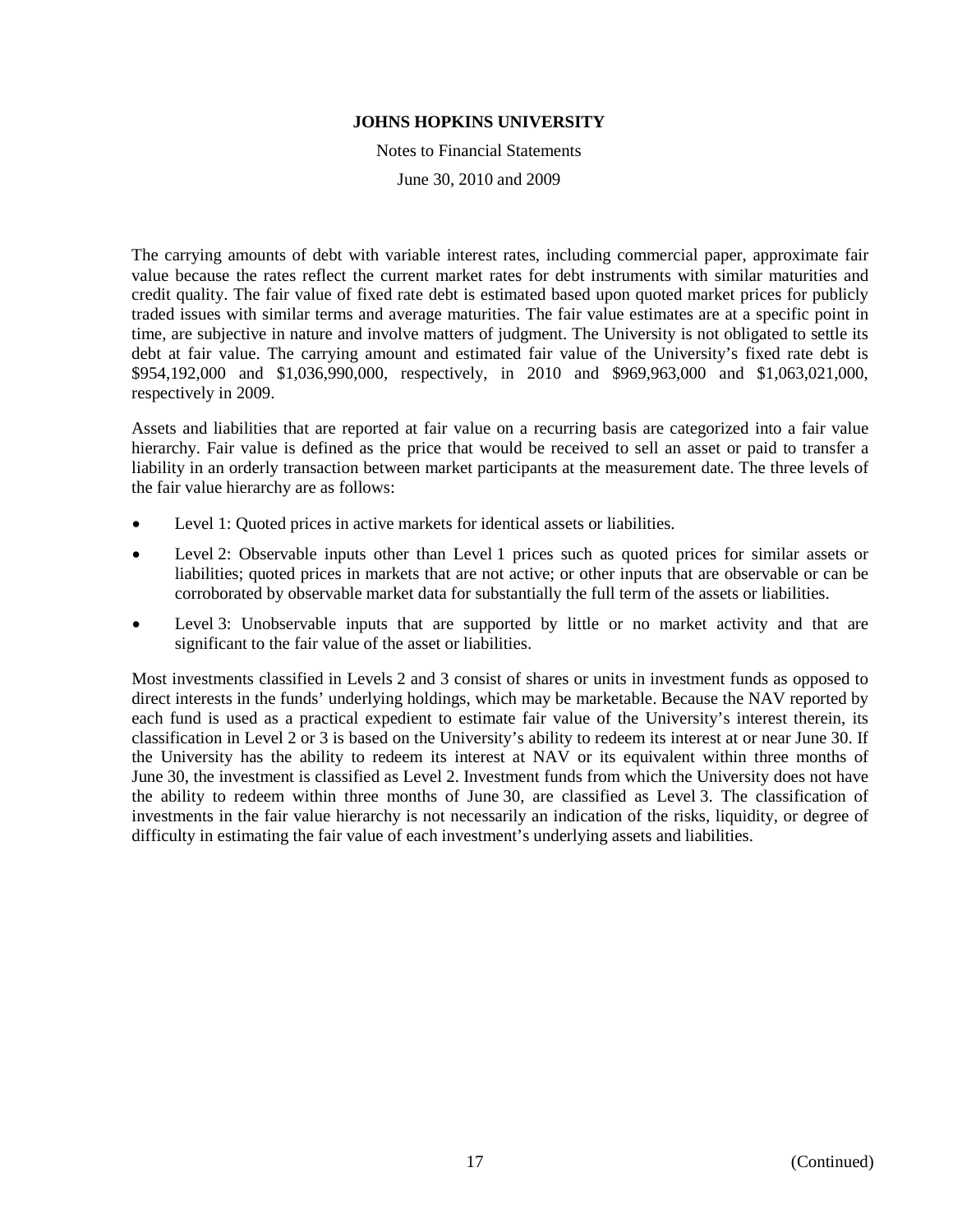The carrying amounts of debt with variable interest rates, including commercial paper, approximate fair value because the rates reflect the current market rates for debt instruments with similar maturities and credit quality. The fair value of fixed rate debt is estimated based upon quoted market prices for publicly traded issues with similar terms and average maturities. The fair value estimates are at a specific point in time, are subjective in nature and involve matters of judgment. The University is not obligated to settle its debt at fair value. The carrying amount and estimated fair value of the University's fixed rate debt is $954,192,000 and $1,036,990,000, respectively, in 2010 and $969,963,000 and $1,063,021,000, respectively in 2009.

Assets and liabilities that are reported at fair value on a recurring basis are categorized into a fair value hierarchy. Fair value is defined as the price that would be received to sell an asset or paid to transfer a liability in an orderly transaction between market participants at the measurement date. The three levels of the fair value hierarchy are as follows:

- Level 1: Quoted prices in active markets for identical assets or liabilities.
- Level 2: Observable inputs other than Level 1 prices such as quoted prices for similar assets or liabilities; quoted prices in markets that are not active; or other inputs that are observable or can be corroborated by observable market data for substantially the full term of the assets or liabilities.
- Level 3: Unobservable inputs that are supported by little or no market activity and that are significant to the fair value of the asset or liabilities.

Most investments classified in Levels 2 and 3 consist of shares or units in investment funds as opposed to direct interests in the funds' underlying holdings, which may be marketable. Because the NAV reported by each fund is used as a practical expedient to estimate fair value of the University's interest therein, its classification in Level 2 or 3 is based on the University's ability to redeem its interest at or near June 30. If the University has the ability to redeem its interest at NAV or its equivalent within three months of June 30, the investment is classified as Level 2. Investment funds from which the University does not have the ability to redeem within three months of June 30, are classified as Level 3. The classification of investments in the fair value hierarchy is not necessarily an indication of the risks, liquidity, or degree of difficulty in estimating the fair value of each investment's underlying assets and liabilities.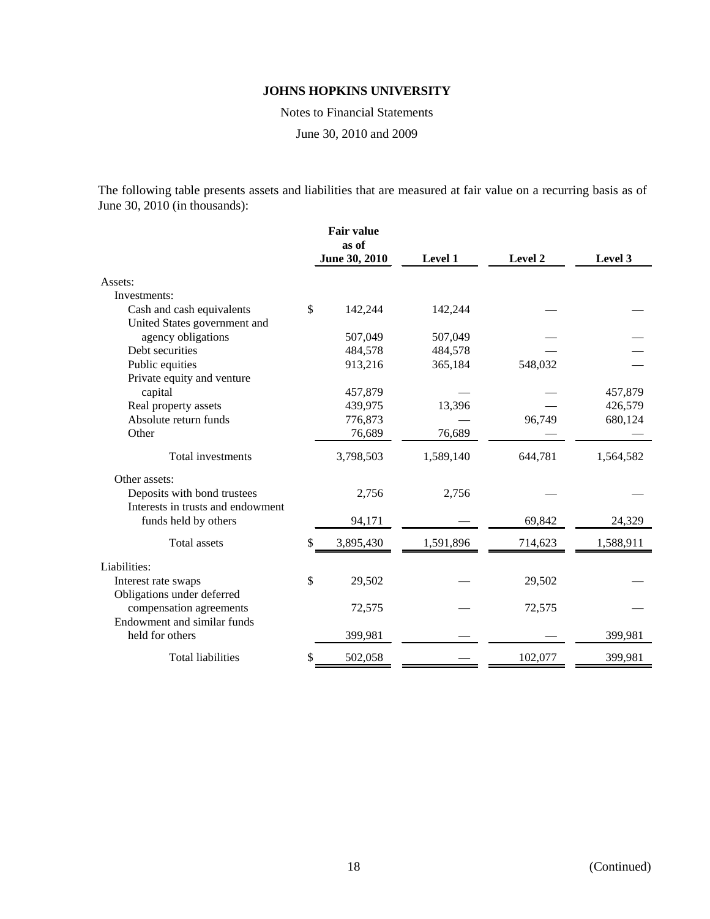The following table presents assets and liabilities that are measured at fair value on a recurring basis as of June 30, 2010 (in thousands):

| | Fair value as of June 30, 2010 | Level 1 | Level 2 | Level 3 |
|---|---|---|---|---|
| Assets: | | | | |
| Investments: | | | | |
| Cash and cash equivalents | $ 142,244 | 142,244 | — | — |
| United States government and agency obligations | 507,049 | 507,049 | — | — |
| Debt securities | 484,578 | 484,578 | — | — |
| Public equities | 913,216 | 365,184 | 548,032 | — |
| Private equity and venture capital | 457,879 | — | — | 457,879 |
| Real property assets | 439,975 | 13,396 | — | 426,579 |
| Absolute return funds | 776,873 | — | 96,749 | 680,124 |
| Other | 76,689 | 76,689 | — | — |
| Total investments | 3,798,503 | 1,589,140 | 644,781 | 1,564,582 |
| Other assets: | | | | |
| Deposits with bond trustees | 2,756 | 2,756 | — | — |
| Interests in trusts and endowment funds held by others | 94,171 | — | 69,842 | 24,329 |
| Total assets | $ 3,895,430 | 1,591,896 | 714,623 | 1,588,911 |
| Liabilities: | | | | |
| Interest rate swaps | $ 29,502 | — | 29,502 | — |
| Obligations under deferred compensation agreements | 72,575 | — | 72,575 | — |
| Endowment and similar funds held for others | 399,981 | — | — | 399,981 |
| Total liabilities | $ 502,058 | — | 102,077 | 399,981 |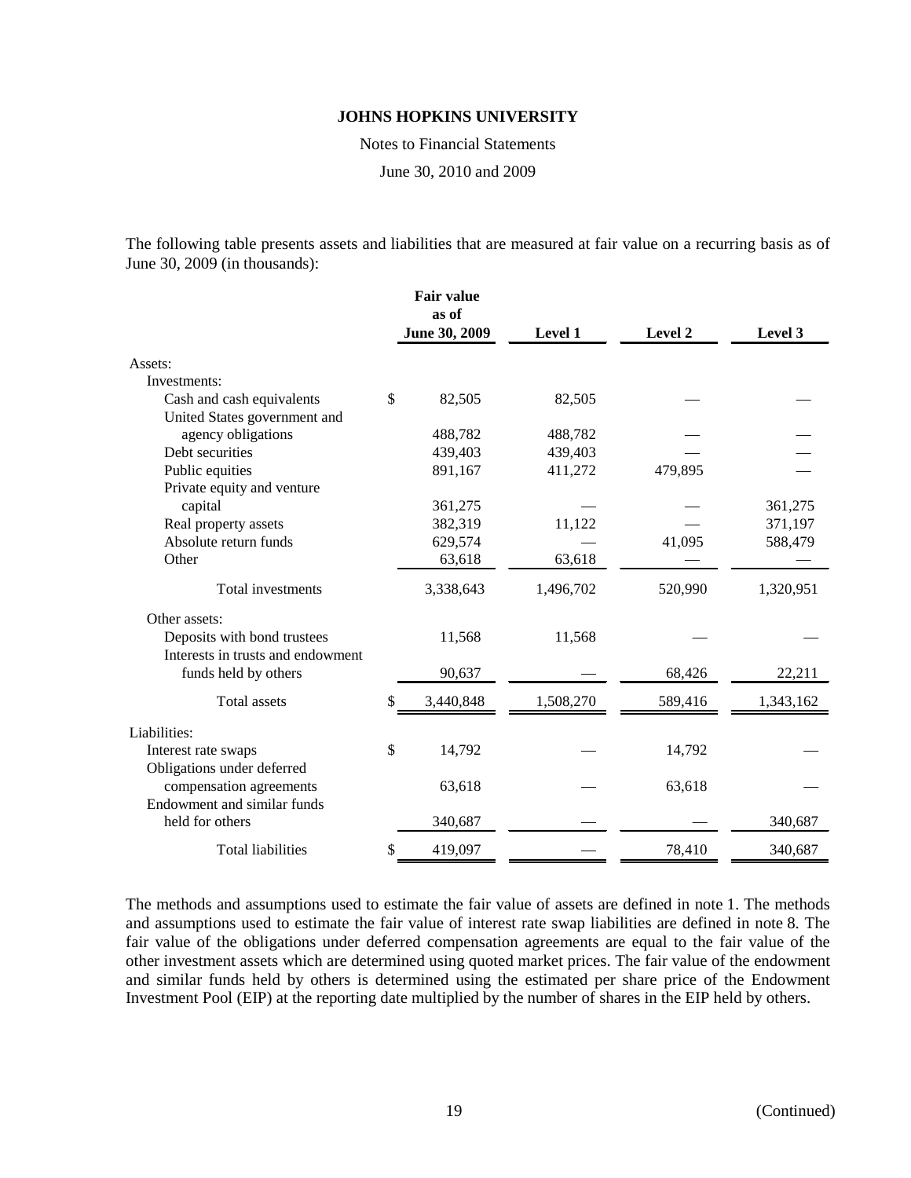The following table presents assets and liabilities that are measured at fair value on a recurring basis as of June 30, 2009 (in thousands):

| | Fair value as of June 30, 2009 | Level 1 | Level 2 | Level 3 |
|---|---|---|---|---|
| Assets: | | | | |
| Investments: | | | | |
| Cash and cash equivalents | $ 82,505 | 82,505 | — | — |
| United States government and agency obligations | 488,782 | 488,782 | — | — |
| Debt securities | 439,403 | 439,403 | — | — |
| Public equities | 891,167 | 411,272 | 479,895 | — |
| Private equity and venture capital | 361,275 | — | — | 361,275 |
| Real property assets | 382,319 | 11,122 | — | 371,197 |
| Absolute return funds | 629,574 | — | 41,095 | 588,479 |
| Other | 63,618 | 63,618 | — | — |
| Total investments | 3,338,643 | 1,496,702 | 520,990 | 1,320,951 |
| Other assets: | | | | |
| Deposits with bond trustees | 11,568 | 11,568 | — | — |
| Interests in trusts and endowment funds held by others | 90,637 | — | 68,426 | 22,211 |
| Total assets | $ 3,440,848 | 1,508,270 | 589,416 | 1,343,162 |
| Liabilities: | | | | |
| Interest rate swaps | $ 14,792 | — | 14,792 | — |
| Obligations under deferred compensation agreements | 63,618 | — | 63,618 | — |
| Endowment and similar funds held for others | 340,687 | — | — | 340,687 |
| Total liabilities | $ 419,097 | — | 78,410 | 340,687 |

The methods and assumptions used to estimate the fair value of assets are defined in note 1. The methods and assumptions used to estimate the fair value of interest rate swap liabilities are defined in note 8. The fair value of the obligations under deferred compensation agreements are equal to the fair value of the other investment assets which are determined using quoted market prices. The fair value of the endowment and similar funds held by others is determined using the estimated per share price of the Endowment Investment Pool (EIP) at the reporting date multiplied by the number of shares in the EIP held by others.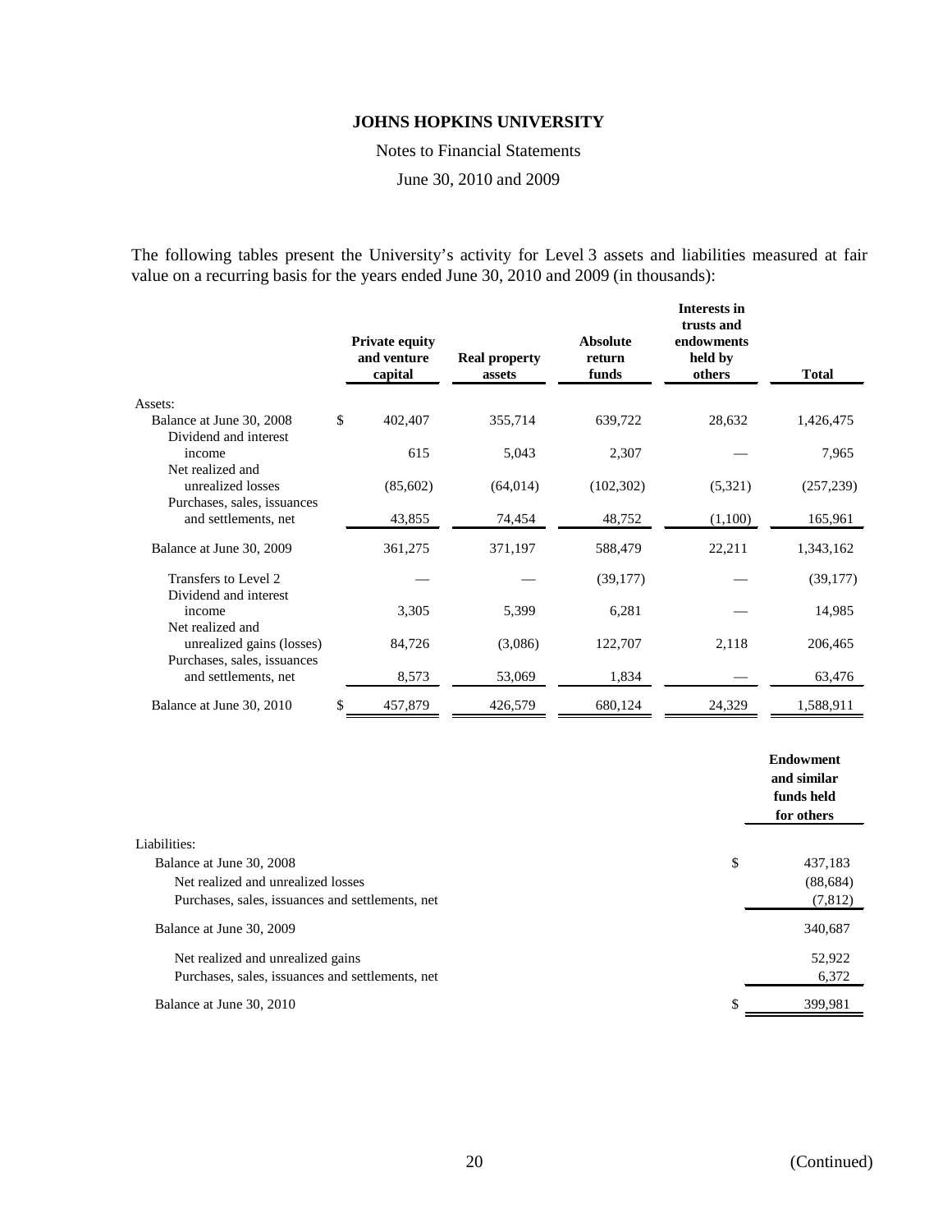**JOHNS HOPKINS UNIVERSITY**

Notes to Financial Statements

June 30, 2010 and 2009

The following tables present the University's activity for Level 3 assets and liabilities measured at fair value on a recurring basis for the years ended June 30, 2010 and 2009 (in thousands):

| | Private equity and venture capital | Real property assets | Absolute return funds | Interests in trusts and endowments held by others | Total |
|---|---|---|---|---|---|
| Assets: | | | | | |
| Balance at June 30, 2008 | $ 402,407 | 355,714 | 639,722 | 28,632 | 1,426,475 |
| Dividend and interest income | 615 | 5,043 | 2,307 | — | 7,965 |
| Net realized and unrealized losses | (85,602) | (64,014) | (102,302) | (5,321) | (257,239) |
| Purchases, sales, issuances and settlements, net | 43,855 | 74,454 | 48,752 | (1,100) | 165,961 |
| Balance at June 30, 2009 | 361,275 | 371,197 | 588,479 | 22,211 | 1,343,162 |
| Transfers to Level 2 | — | — | (39,177) | — | (39,177) |
| Dividend and interest income | 3,305 | 5,399 | 6,281 | — | 14,985 |
| Net realized and unrealized gains (losses) | 84,726 | (3,086) | 122,707 | 2,118 | 206,465 |
| Purchases, sales, issuances and settlements, net | 8,573 | 53,069 | 1,834 | — | 63,476 |
| Balance at June 30, 2010 | $ 457,879 | 426,579 | 680,124 | 24,329 | 1,588,911 |

| | Endowment and similar funds held for others |
|---|---|
| Liabilities: | |
| Balance at June 30, 2008 | $ 437,183 |
| Net realized and unrealized losses | (88,684) |
| Purchases, sales, issuances and settlements, net | (7,812) |
| Balance at June 30, 2009 | 340,687 |
| Net realized and unrealized gains | 52,922 |
| Purchases, sales, issuances and settlements, net | 6,372 |
| Balance at June 30, 2010 | $ 399,981 |

(Continued)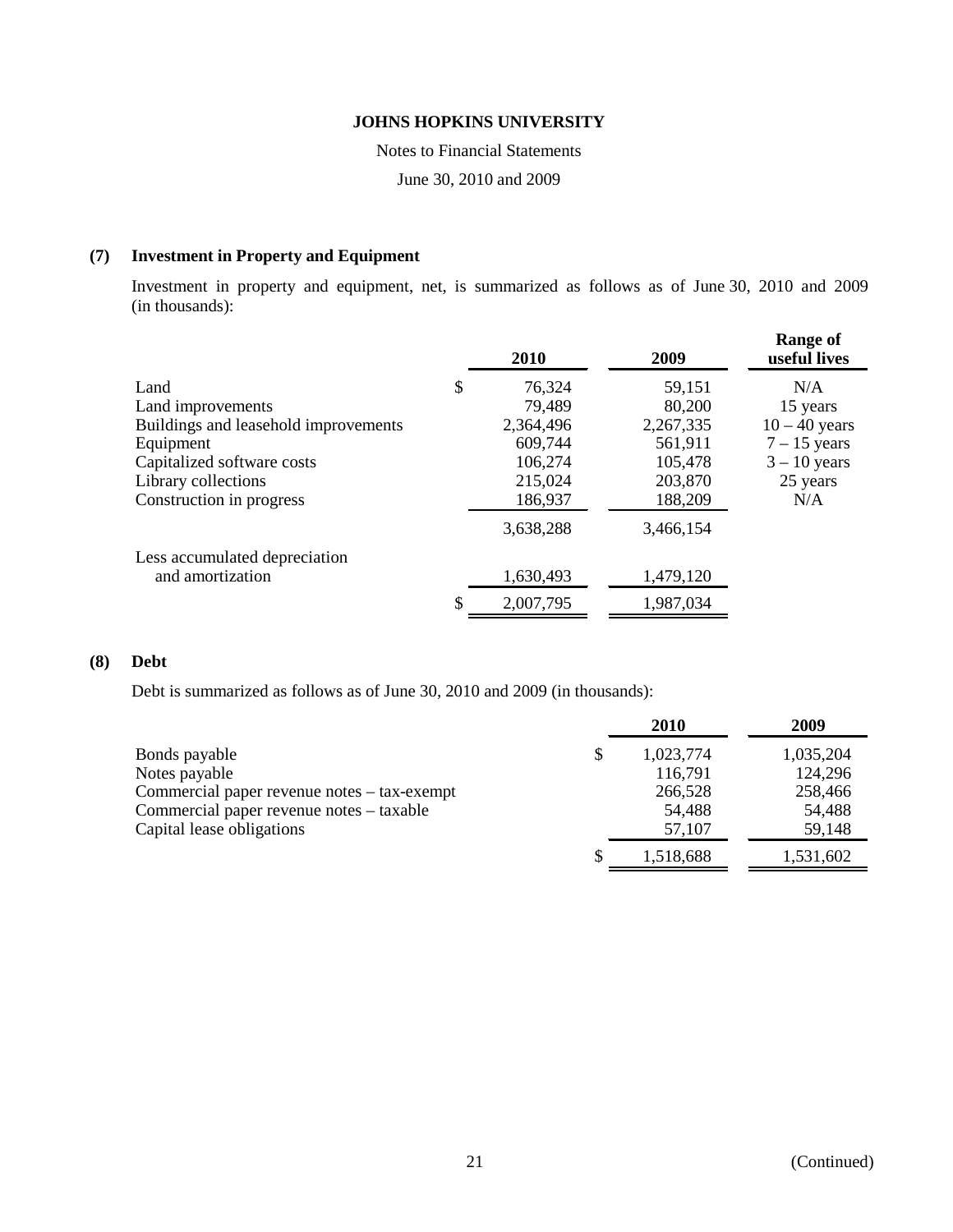## (7) Investment in Property and Equipment

Investment in property and equipment, net, is summarized as follows as of June 30, 2010 and 2009 (in thousands):

| | 2010 | 2009 | Range of useful lives |
|---|---|---|---|
| Land | $ 76,324 | 59,151 | N/A |
| Land improvements | 79,489 | 80,200 | 15 years |
| Buildings and leasehold improvements | 2,364,496 | 2,267,335 | 10 – 40 years |
| Equipment | 609,744 | 561,911 | 7 – 15 years |
| Capitalized software costs | 106,274 | 105,478 | 3 – 10 years |
| Library collections | 215,024 | 203,870 | 25 years |
| Construction in progress | 186,937 | 188,209 | N/A |
| | 3,638,288 | 3,466,154 | |
| Less accumulated depreciation and amortization | 1,630,493 | 1,479,120 | |
| | $ 2,007,795 | 1,987,034 | |

## (8) Debt

Debt is summarized as follows as of June 30, 2010 and 2009 (in thousands):

| | 2010 | 2009 |
|---|---|---|
| Bonds payable | $ 1,023,774 | 1,035,204 |
| Notes payable | 116,791 | 124,296 |
| Commercial paper revenue notes – tax-exempt | 266,528 | 258,466 |
| Commercial paper revenue notes – taxable | 54,488 | 54,488 |
| Capital lease obligations | 57,107 | 59,148 |
| | $ 1,518,688 | 1,531,602 |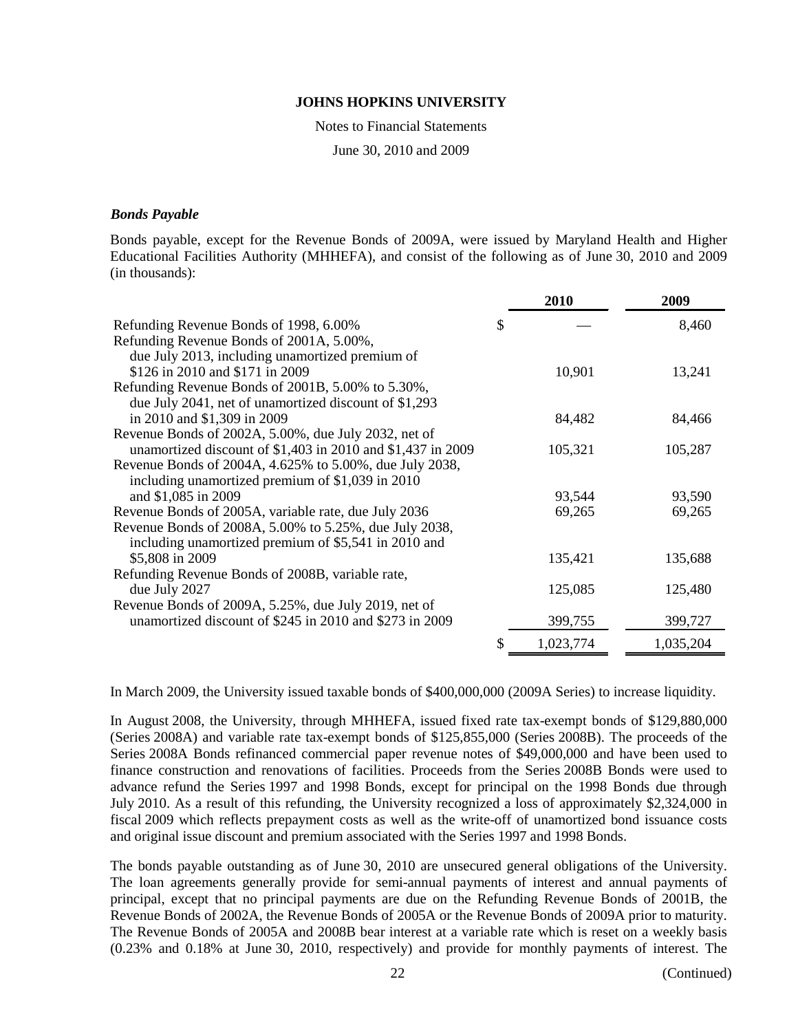### *Bonds Payable*

Bonds payable, except for the Revenue Bonds of 2009A, were issued by Maryland Health and Higher Educational Facilities Authority (MHHEFA), and consist of the following as of June 30, 2010 and 2009 (in thousands):

| | 2010 | 2009 |
|---|---|---|
| Refunding Revenue Bonds of 1998, 6.00% | $ — | 8,460 |
| Refunding Revenue Bonds of 2001A, 5.00%, due July 2013, including unamortized premium of $126 in 2010 and $171 in 2009 | 10,901 | 13,241 |
| Refunding Revenue Bonds of 2001B, 5.00% to 5.30%, due July 2041, net of unamortized discount of $1,293 in 2010 and $1,309 in 2009 | 84,482 | 84,466 |
| Revenue Bonds of 2002A, 5.00%, due July 2032, net of unamortized discount of $1,403 in 2010 and $1,437 in 2009 | 105,321 | 105,287 |
| Revenue Bonds of 2004A, 4.625% to 5.00%, due July 2038, including unamortized premium of $1,039 in 2010 and $1,085 in 2009 | 93,544 | 93,590 |
| Revenue Bonds of 2005A, variable rate, due July 2036 | 69,265 | 69,265 |
| Revenue Bonds of 2008A, 5.00% to 5.25%, due July 2038, including unamortized premium of $5,541 in 2010 and $5,808 in 2009 | 135,421 | 135,688 |
| Refunding Revenue Bonds of 2008B, variable rate, due July 2027 | 125,085 | 125,480 |
| Revenue Bonds of 2009A, 5.25%, due July 2019, net of unamortized discount of $245 in 2010 and $273 in 2009 | 399,755 | 399,727 |
| | $ 1,023,774 | 1,035,204 |

In March 2009, the University issued taxable bonds of $400,000,000 (2009A Series) to increase liquidity.

In August 2008, the University, through MHHEFA, issued fixed rate tax-exempt bonds of $129,880,000 (Series 2008A) and variable rate tax-exempt bonds of $125,855,000 (Series 2008B). The proceeds of the Series 2008A Bonds refinanced commercial paper revenue notes of $49,000,000 and have been used to finance construction and renovations of facilities. Proceeds from the Series 2008B Bonds were used to advance refund the Series 1997 and 1998 Bonds, except for principal on the 1998 Bonds due through July 2010. As a result of this refunding, the University recognized a loss of approximately $2,324,000 in fiscal 2009 which reflects prepayment costs as well as the write-off of unamortized bond issuance costs and original issue discount and premium associated with the Series 1997 and 1998 Bonds.

The bonds payable outstanding as of June 30, 2010 are unsecured general obligations of the University. The loan agreements generally provide for semi-annual payments of interest and annual payments of principal, except that no principal payments are due on the Refunding Revenue Bonds of 2001B, the Revenue Bonds of 2002A, the Revenue Bonds of 2005A or the Revenue Bonds of 2009A prior to maturity. The Revenue Bonds of 2005A and 2008B bear interest at a variable rate which is reset on a weekly basis (0.23% and 0.18% at June 30, 2010, respectively) and provide for monthly payments of interest. The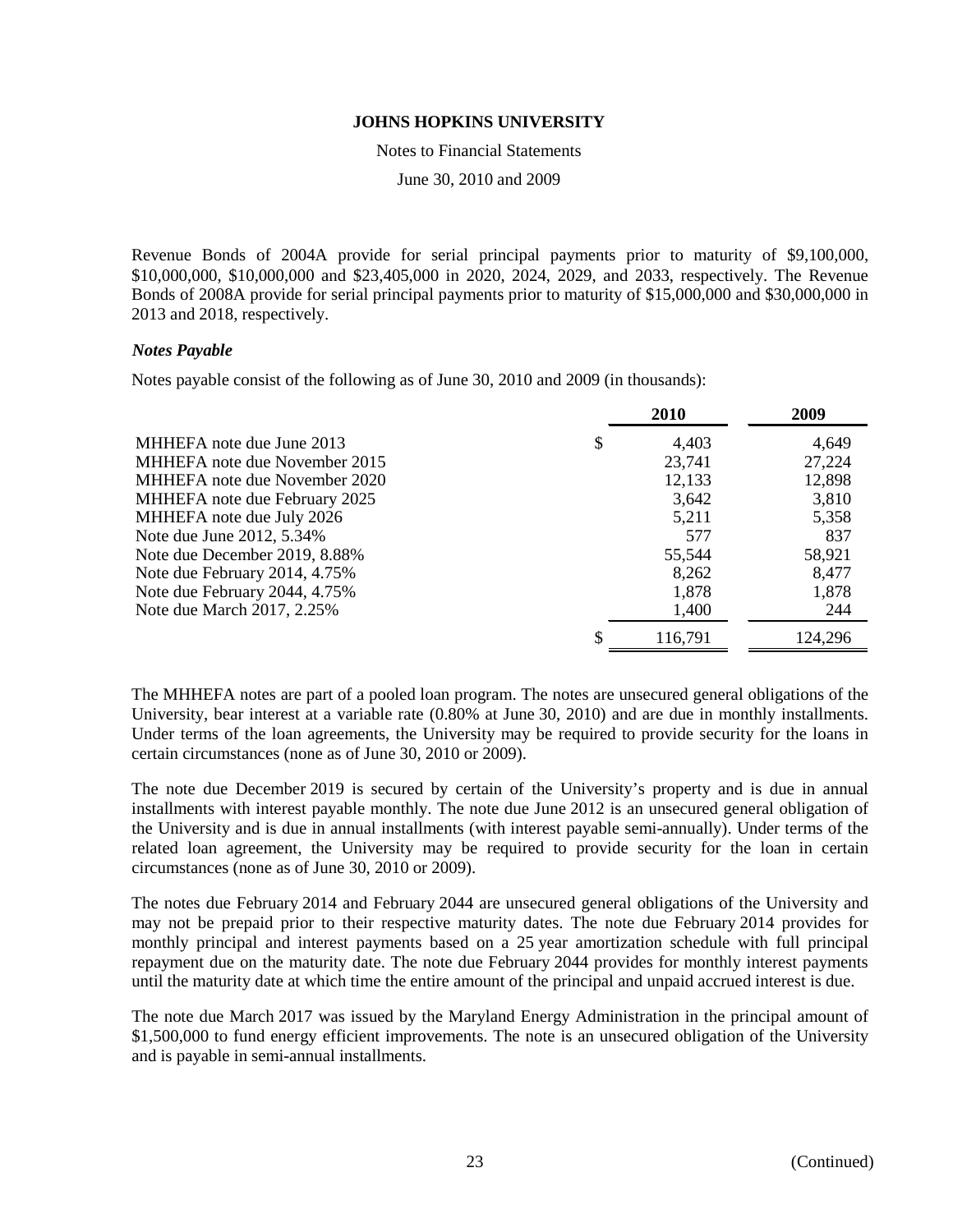Revenue Bonds of 2004A provide for serial principal payments prior to maturity of \$9,100,000, \$10,000,000, \$10,000,000 and \$23,405,000 in 2020, 2024, 2029, and 2033, respectively. The Revenue Bonds of 2008A provide for serial principal payments prior to maturity of \$15,000,000 and \$30,000,000 in 2013 and 2018, respectively.

### *Notes Payable*

Notes payable consist of the following as of June 30, 2010 and 2009 (in thousands):

| | 2010 | 2009 |
|---|---|---|
| MHHEFA note due June 2013 | $ 4,403 | 4,649 |
| MHHEFA note due November 2015 | 23,741 | 27,224 |
| MHHEFA note due November 2020 | 12,133 | 12,898 |
| MHHEFA note due February 2025 | 3,642 | 3,810 |
| MHHEFA note due July 2026 | 5,211 | 5,358 |
| Note due June 2012, 5.34% | 577 | 837 |
| Note due December 2019, 8.88% | 55,544 | 58,921 |
| Note due February 2014, 4.75% | 8,262 | 8,477 |
| Note due February 2044, 4.75% | 1,878 | 1,878 |
| Note due March 2017, 2.25% | 1,400 | 244 |
| | $ 116,791 | 124,296 |

The MHHEFA notes are part of a pooled loan program. The notes are unsecured general obligations of the University, bear interest at a variable rate (0.80% at June 30, 2010) and are due in monthly installments. Under terms of the loan agreements, the University may be required to provide security for the loans in certain circumstances (none as of June 30, 2010 or 2009).

The note due December 2019 is secured by certain of the University's property and is due in annual installments with interest payable monthly. The note due June 2012 is an unsecured general obligation of the University and is due in annual installments (with interest payable semi-annually). Under terms of the related loan agreement, the University may be required to provide security for the loan in certain circumstances (none as of June 30, 2010 or 2009).

The notes due February 2014 and February 2044 are unsecured general obligations of the University and may not be prepaid prior to their respective maturity dates. The note due February 2014 provides for monthly principal and interest payments based on a 25 year amortization schedule with full principal repayment due on the maturity date. The note due February 2044 provides for monthly interest payments until the maturity date at which time the entire amount of the principal and unpaid accrued interest is due.

The note due March 2017 was issued by the Maryland Energy Administration in the principal amount of \$1,500,000 to fund energy efficient improvements. The note is an unsecured obligation of the University and is payable in semi-annual installments.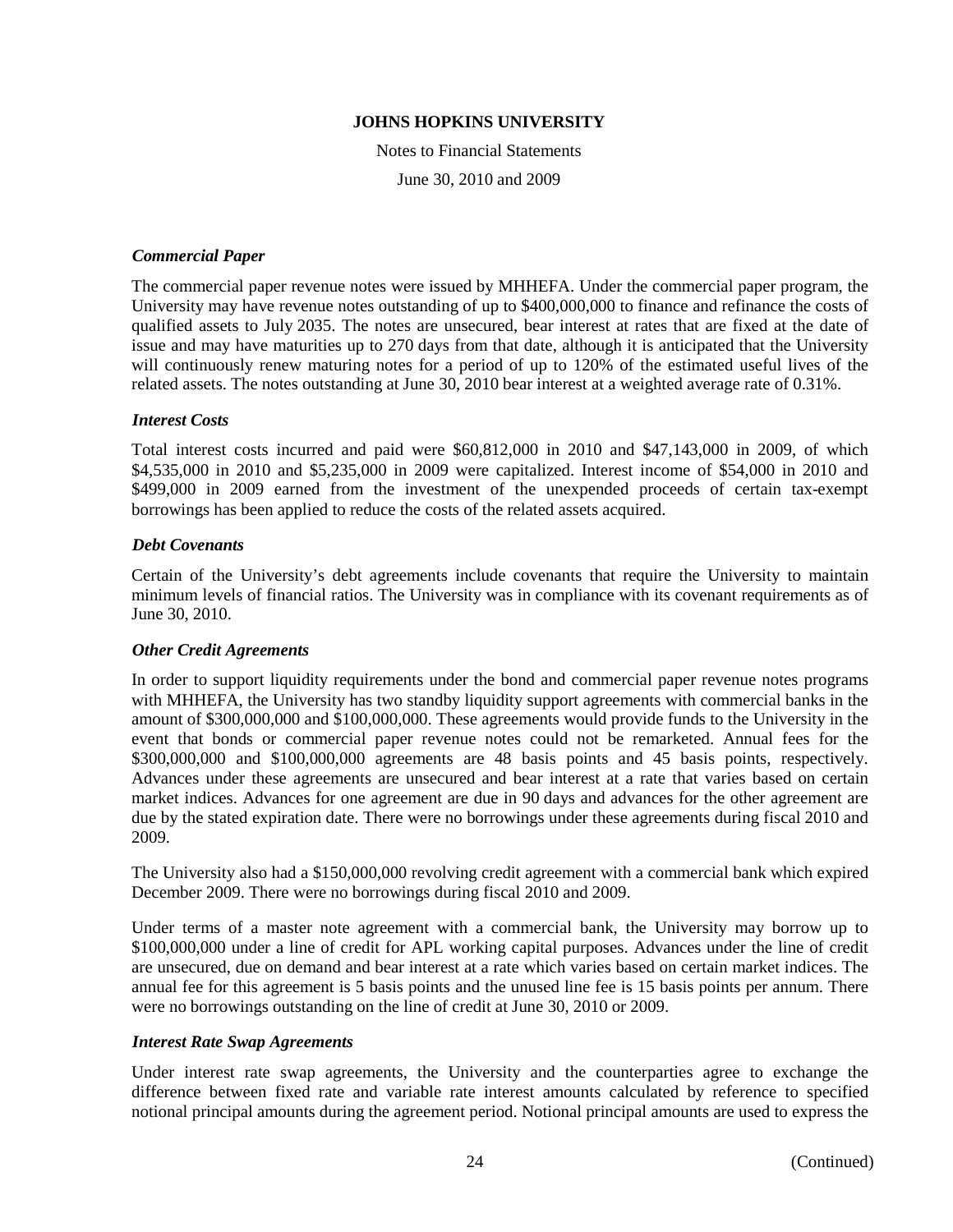### *Commercial Paper*

The commercial paper revenue notes were issued by MHHEFA. Under the commercial paper program, the University may have revenue notes outstanding of up to $400,000,000 to finance and refinance the costs of qualified assets to July 2035. The notes are unsecured, bear interest at rates that are fixed at the date of issue and may have maturities up to 270 days from that date, although it is anticipated that the University will continuously renew maturing notes for a period of up to 120% of the estimated useful lives of the related assets. The notes outstanding at June 30, 2010 bear interest at a weighted average rate of 0.31%.

### *Interest Costs*

Total interest costs incurred and paid were $60,812,000 in 2010 and $47,143,000 in 2009, of which $4,535,000 in 2010 and $5,235,000 in 2009 were capitalized. Interest income of $54,000 in 2010 and $499,000 in 2009 earned from the investment of the unexpended proceeds of certain tax-exempt borrowings has been applied to reduce the costs of the related assets acquired.

### *Debt Covenants*

Certain of the University's debt agreements include covenants that require the University to maintain minimum levels of financial ratios. The University was in compliance with its covenant requirements as of June 30, 2010.

### *Other Credit Agreements*

In order to support liquidity requirements under the bond and commercial paper revenue notes programs with MHHEFA, the University has two standby liquidity support agreements with commercial banks in the amount of $300,000,000 and $100,000,000. These agreements would provide funds to the University in the event that bonds or commercial paper revenue notes could not be remarketed. Annual fees for the $300,000,000 and $100,000,000 agreements are 48 basis points and 45 basis points, respectively. Advances under these agreements are unsecured and bear interest at a rate that varies based on certain market indices. Advances for one agreement are due in 90 days and advances for the other agreement are due by the stated expiration date. There were no borrowings under these agreements during fiscal 2010 and 2009.

The University also had a $150,000,000 revolving credit agreement with a commercial bank which expired December 2009. There were no borrowings during fiscal 2010 and 2009.

Under terms of a master note agreement with a commercial bank, the University may borrow up to $100,000,000 under a line of credit for APL working capital purposes. Advances under the line of credit are unsecured, due on demand and bear interest at a rate which varies based on certain market indices. The annual fee for this agreement is 5 basis points and the unused line fee is 15 basis points per annum. There were no borrowings outstanding on the line of credit at June 30, 2010 or 2009.

### *Interest Rate Swap Agreements*

Under interest rate swap agreements, the University and the counterparties agree to exchange the difference between fixed rate and variable rate interest amounts calculated by reference to specified notional principal amounts during the agreement period. Notional principal amounts are used to express the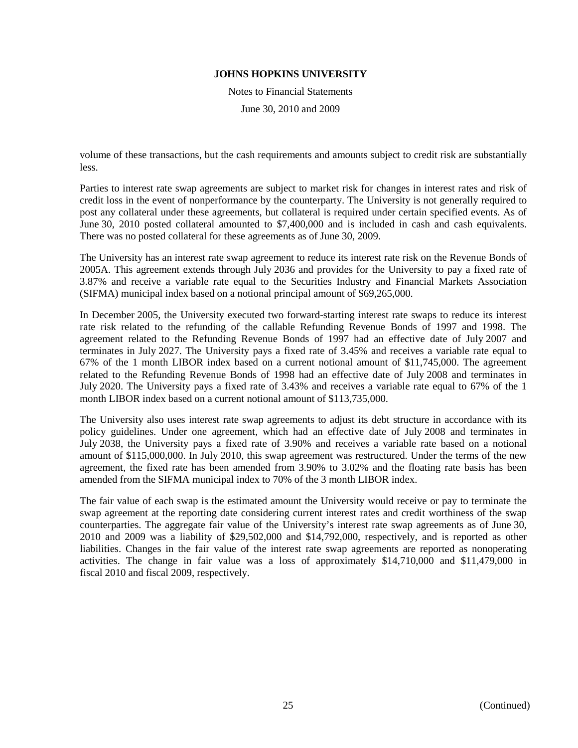volume of these transactions, but the cash requirements and amounts subject to credit risk are substantially less.

Parties to interest rate swap agreements are subject to market risk for changes in interest rates and risk of credit loss in the event of nonperformance by the counterparty. The University is not generally required to post any collateral under these agreements, but collateral is required under certain specified events. As of June 30, 2010 posted collateral amounted to $7,400,000 and is included in cash and cash equivalents. There was no posted collateral for these agreements as of June 30, 2009.

The University has an interest rate swap agreement to reduce its interest rate risk on the Revenue Bonds of 2005A. This agreement extends through July 2036 and provides for the University to pay a fixed rate of 3.87% and receive a variable rate equal to the Securities Industry and Financial Markets Association (SIFMA) municipal index based on a notional principal amount of $69,265,000.

In December 2005, the University executed two forward-starting interest rate swaps to reduce its interest rate risk related to the refunding of the callable Refunding Revenue Bonds of 1997 and 1998. The agreement related to the Refunding Revenue Bonds of 1997 had an effective date of July 2007 and terminates in July 2027. The University pays a fixed rate of 3.45% and receives a variable rate equal to 67% of the 1 month LIBOR index based on a current notional amount of $11,745,000. The agreement related to the Refunding Revenue Bonds of 1998 had an effective date of July 2008 and terminates in July 2020. The University pays a fixed rate of 3.43% and receives a variable rate equal to 67% of the 1 month LIBOR index based on a current notional amount of $113,735,000.

The University also uses interest rate swap agreements to adjust its debt structure in accordance with its policy guidelines. Under one agreement, which had an effective date of July 2008 and terminates in July 2038, the University pays a fixed rate of 3.90% and receives a variable rate based on a notional amount of $115,000,000. In July 2010, this swap agreement was restructured. Under the terms of the new agreement, the fixed rate has been amended from 3.90% to 3.02% and the floating rate basis has been amended from the SIFMA municipal index to 70% of the 3 month LIBOR index.

The fair value of each swap is the estimated amount the University would receive or pay to terminate the swap agreement at the reporting date considering current interest rates and credit worthiness of the swap counterparties. The aggregate fair value of the University's interest rate swap agreements as of June 30, 2010 and 2009 was a liability of $29,502,000 and $14,792,000, respectively, and is reported as other liabilities. Changes in the fair value of the interest rate swap agreements are reported as nonoperating activities. The change in fair value was a loss of approximately $14,710,000 and $11,479,000 in fiscal 2010 and fiscal 2009, respectively.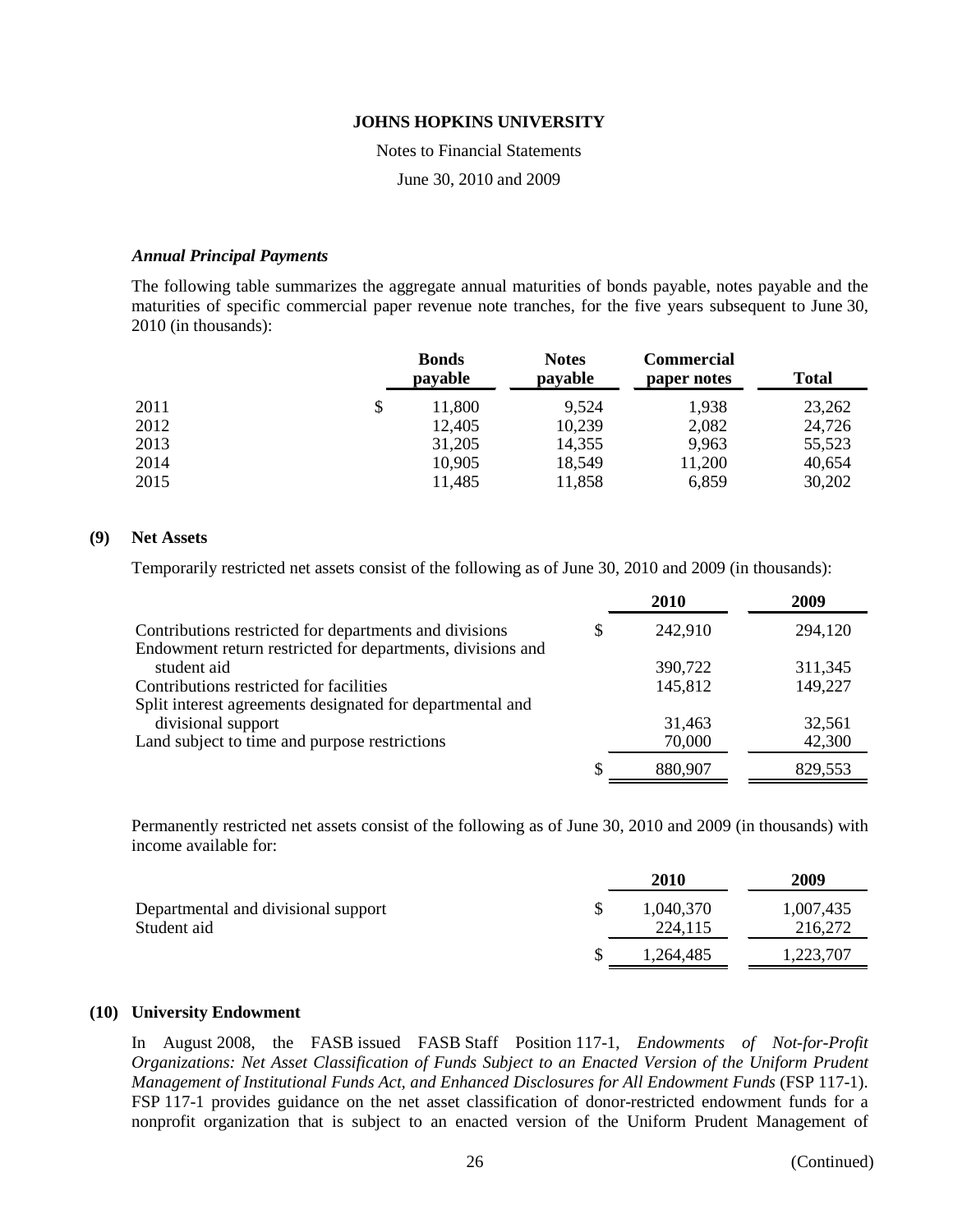### *Annual Principal Payments*

The following table summarizes the aggregate annual maturities of bonds payable, notes payable and the maturities of specific commercial paper revenue note tranches, for the five years subsequent to June 30, 2010 (in thousands):

| | Bonds payable | Notes payable | Commercial paper notes | Total |
|---|---|---|---|---|
| 2011 | $ 11,800 | 9,524 | 1,938 | 23,262 |
| 2012 | 12,405 | 10,239 | 2,082 | 24,726 |
| 2013 | 31,205 | 14,355 | 9,963 | 55,523 |
| 2014 | 10,905 | 18,549 | 11,200 | 40,654 |
| 2015 | 11,485 | 11,858 | 6,859 | 30,202 |

## (9) Net Assets

Temporarily restricted net assets consist of the following as of June 30, 2010 and 2009 (in thousands):

| | 2010 | 2009 |
|---|---|---|
| Contributions restricted for departments and divisions | $ 242,910 | 294,120 |
| Endowment return restricted for departments, divisions and student aid | 390,722 | 311,345 |
| Contributions restricted for facilities | 145,812 | 149,227 |
| Split interest agreements designated for departmental and divisional support | 31,463 | 32,561 |
| Land subject to time and purpose restrictions | 70,000 | 42,300 |
| | $ 880,907 | 829,553 |

Permanently restricted net assets consist of the following as of June 30, 2010 and 2009 (in thousands) with income available for:

| | 2010 | 2009 |
|---|---|---|
| Departmental and divisional support | $ 1,040,370 | 1,007,435 |
| Student aid | 224,115 | 216,272 |
| | $ 1,264,485 | 1,223,707 |

## (10) University Endowment

In August 2008, the FASB issued FASB Staff Position 117-1, *Endowments of Not-for-Profit Organizations: Net Asset Classification of Funds Subject to an Enacted Version of the Uniform Prudent Management of Institutional Funds Act, and Enhanced Disclosures for All Endowment Funds* (FSP 117-1). FSP 117-1 provides guidance on the net asset classification of donor-restricted endowment funds for a nonprofit organization that is subject to an enacted version of the Uniform Prudent Management of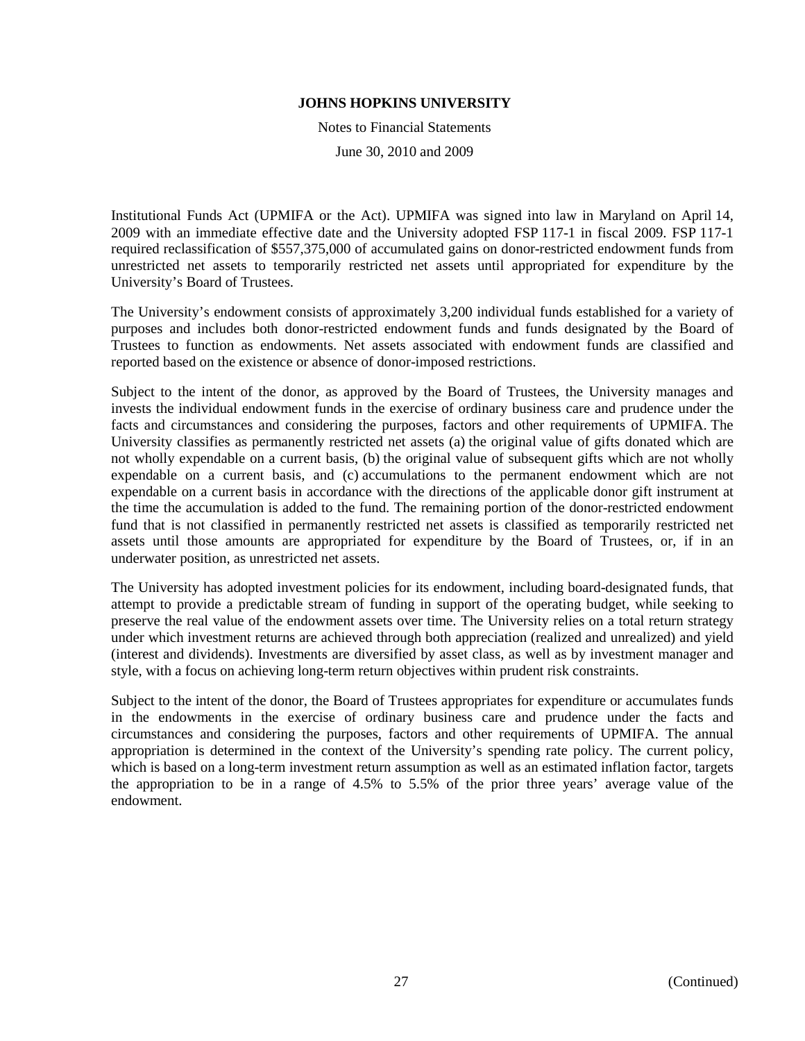Institutional Funds Act (UPMIFA or the Act). UPMIFA was signed into law in Maryland on April 14, 2009 with an immediate effective date and the University adopted FSP 117-1 in fiscal 2009. FSP 117-1 required reclassification of $557,375,000 of accumulated gains on donor-restricted endowment funds from unrestricted net assets to temporarily restricted net assets until appropriated for expenditure by the University's Board of Trustees.

The University's endowment consists of approximately 3,200 individual funds established for a variety of purposes and includes both donor-restricted endowment funds and funds designated by the Board of Trustees to function as endowments. Net assets associated with endowment funds are classified and reported based on the existence or absence of donor-imposed restrictions.

Subject to the intent of the donor, as approved by the Board of Trustees, the University manages and invests the individual endowment funds in the exercise of ordinary business care and prudence under the facts and circumstances and considering the purposes, factors and other requirements of UPMIFA. The University classifies as permanently restricted net assets (a) the original value of gifts donated which are not wholly expendable on a current basis, (b) the original value of subsequent gifts which are not wholly expendable on a current basis, and (c) accumulations to the permanent endowment which are not expendable on a current basis in accordance with the directions of the applicable donor gift instrument at the time the accumulation is added to the fund. The remaining portion of the donor-restricted endowment fund that is not classified in permanently restricted net assets is classified as temporarily restricted net assets until those amounts are appropriated for expenditure by the Board of Trustees, or, if in an underwater position, as unrestricted net assets.

The University has adopted investment policies for its endowment, including board-designated funds, that attempt to provide a predictable stream of funding in support of the operating budget, while seeking to preserve the real value of the endowment assets over time. The University relies on a total return strategy under which investment returns are achieved through both appreciation (realized and unrealized) and yield (interest and dividends). Investments are diversified by asset class, as well as by investment manager and style, with a focus on achieving long-term return objectives within prudent risk constraints.

Subject to the intent of the donor, the Board of Trustees appropriates for expenditure or accumulates funds in the endowments in the exercise of ordinary business care and prudence under the facts and circumstances and considering the purposes, factors and other requirements of UPMIFA. The annual appropriation is determined in the context of the University's spending rate policy. The current policy, which is based on a long-term investment return assumption as well as an estimated inflation factor, targets the appropriation to be in a range of 4.5% to 5.5% of the prior three years' average value of the endowment.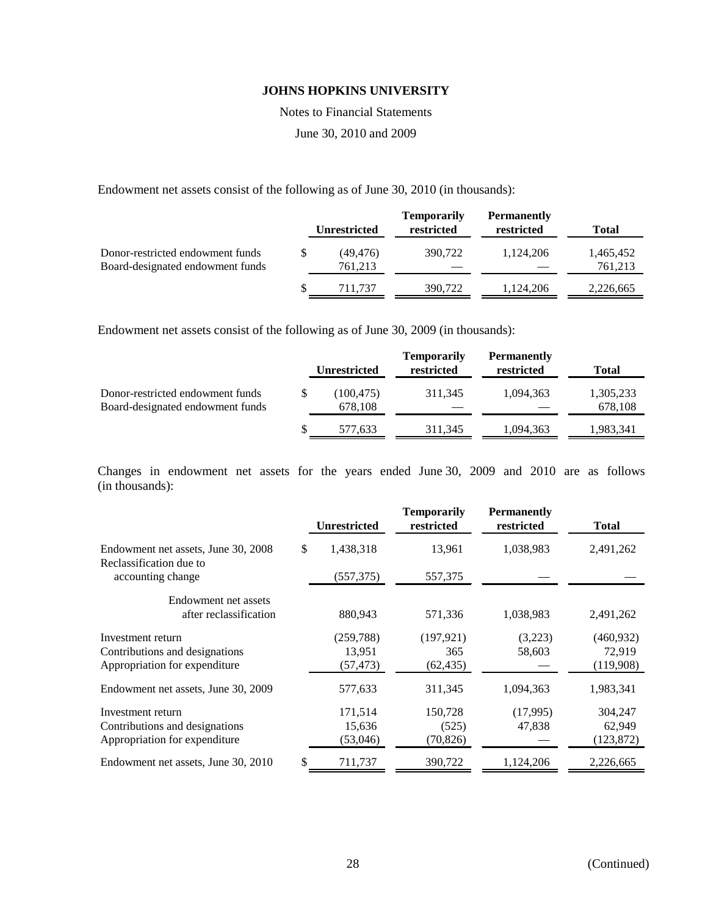Endowment net assets consist of the following as of June 30, 2010 (in thousands):

| | Unrestricted | Temporarily restricted | Permanently restricted | Total |
|---|---|---|---|---|
| Donor-restricted endowment funds | $ (49,476) | 390,722 | 1,124,206 | 1,465,452 |
| Board-designated endowment funds | 761,213 | — | — | 761,213 |
| | $ 711,737 | 390,722 | 1,124,206 | 2,226,665 |

Endowment net assets consist of the following as of June 30, 2009 (in thousands):

| | Unrestricted | Temporarily restricted | Permanently restricted | Total |
|---|---|---|---|---|
| Donor-restricted endowment funds | $ (100,475) | 311,345 | 1,094,363 | 1,305,233 |
| Board-designated endowment funds | 678,108 | — | — | 678,108 |
| | $ 577,633 | 311,345 | 1,094,363 | 1,983,341 |

Changes in endowment net assets for the years ended June 30, 2009 and 2010 are as follows (in thousands):

| | Unrestricted | Temporarily restricted | Permanently restricted | Total |
|---|---|---|---|---|
| Endowment net assets, June 30, 2008 | $ 1,438,318 | 13,961 | 1,038,983 | 2,491,262 |
| Reclassification due to accounting change | (557,375) | 557,375 | — | — |
| Endowment net assets after reclassification | 880,943 | 571,336 | 1,038,983 | 2,491,262 |
| Investment return | (259,788) | (197,921) | (3,223) | (460,932) |
| Contributions and designations | 13,951 | 365 | 58,603 | 72,919 |
| Appropriation for expenditure | (57,473) | (62,435) | — | (119,908) |
| Endowment net assets, June 30, 2009 | 577,633 | 311,345 | 1,094,363 | 1,983,341 |
| Investment return | 171,514 | 150,728 | (17,995) | 304,247 |
| Contributions and designations | 15,636 | (525) | 47,838 | 62,949 |
| Appropriation for expenditure | (53,046) | (70,826) | — | (123,872) |
| Endowment net assets, June 30, 2010 | $ 711,737 | 390,722 | 1,124,206 | 2,226,665 |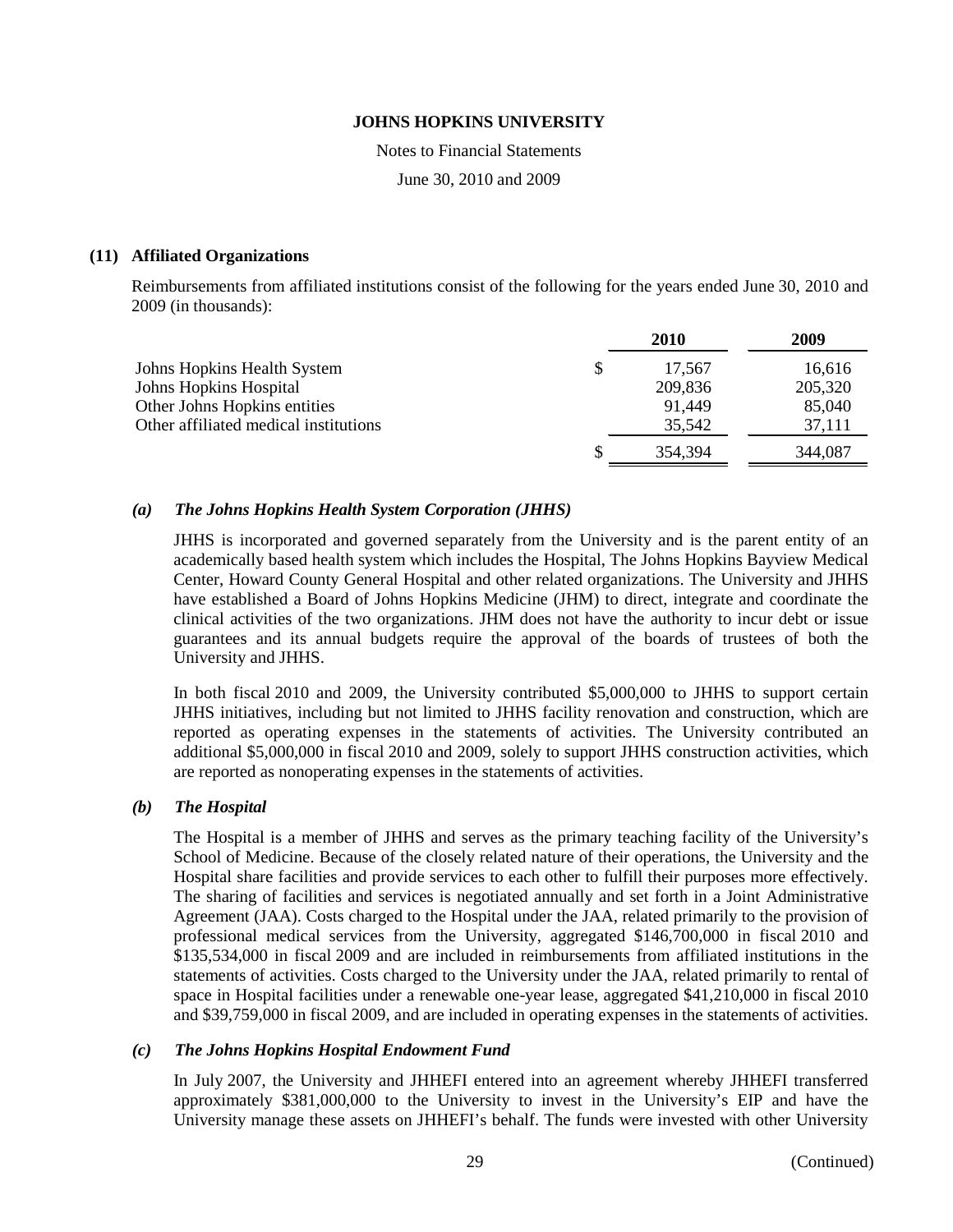## (11) Affiliated Organizations

Reimbursements from affiliated institutions consist of the following for the years ended June 30, 2010 and 2009 (in thousands):

| | | 2010 | 2009 |
|---|---|---|---|
| Johns Hopkins Health System | $ | 17,567 | 16,616 |
| Johns Hopkins Hospital | | 209,836 | 205,320 |
| Other Johns Hopkins entities | | 91,449 | 85,040 |
| Other affiliated medical institutions | | 35,542 | 37,111 |
| | $ | 354,394 | 344,087 |

### *(a) The Johns Hopkins Health System Corporation (JHHS)*

JHHS is incorporated and governed separately from the University and is the parent entity of an academically based health system which includes the Hospital, The Johns Hopkins Bayview Medical Center, Howard County General Hospital and other related organizations. The University and JHHS have established a Board of Johns Hopkins Medicine (JHM) to direct, integrate and coordinate the clinical activities of the two organizations. JHM does not have the authority to incur debt or issue guarantees and its annual budgets require the approval of the boards of trustees of both the University and JHHS.

In both fiscal 2010 and 2009, the University contributed $5,000,000 to JHHS to support certain JHHS initiatives, including but not limited to JHHS facility renovation and construction, which are reported as operating expenses in the statements of activities. The University contributed an additional $5,000,000 in fiscal 2010 and 2009, solely to support JHHS construction activities, which are reported as nonoperating expenses in the statements of activities.

### *(b) The Hospital*

The Hospital is a member of JHHS and serves as the primary teaching facility of the University's School of Medicine. Because of the closely related nature of their operations, the University and the Hospital share facilities and provide services to each other to fulfill their purposes more effectively. The sharing of facilities and services is negotiated annually and set forth in a Joint Administrative Agreement (JAA). Costs charged to the Hospital under the JAA, related primarily to the provision of professional medical services from the University, aggregated $146,700,000 in fiscal 2010 and $135,534,000 in fiscal 2009 and are included in reimbursements from affiliated institutions in the statements of activities. Costs charged to the University under the JAA, related primarily to rental of space in Hospital facilities under a renewable one-year lease, aggregated $41,210,000 in fiscal 2010 and $39,759,000 in fiscal 2009, and are included in operating expenses in the statements of activities.

### *(c) The Johns Hopkins Hospital Endowment Fund*

In July 2007, the University and JHHEFI entered into an agreement whereby JHHEFI transferred approximately $381,000,000 to the University to invest in the University's EIP and have the University manage these assets on JHHEFI's behalf. The funds were invested with other University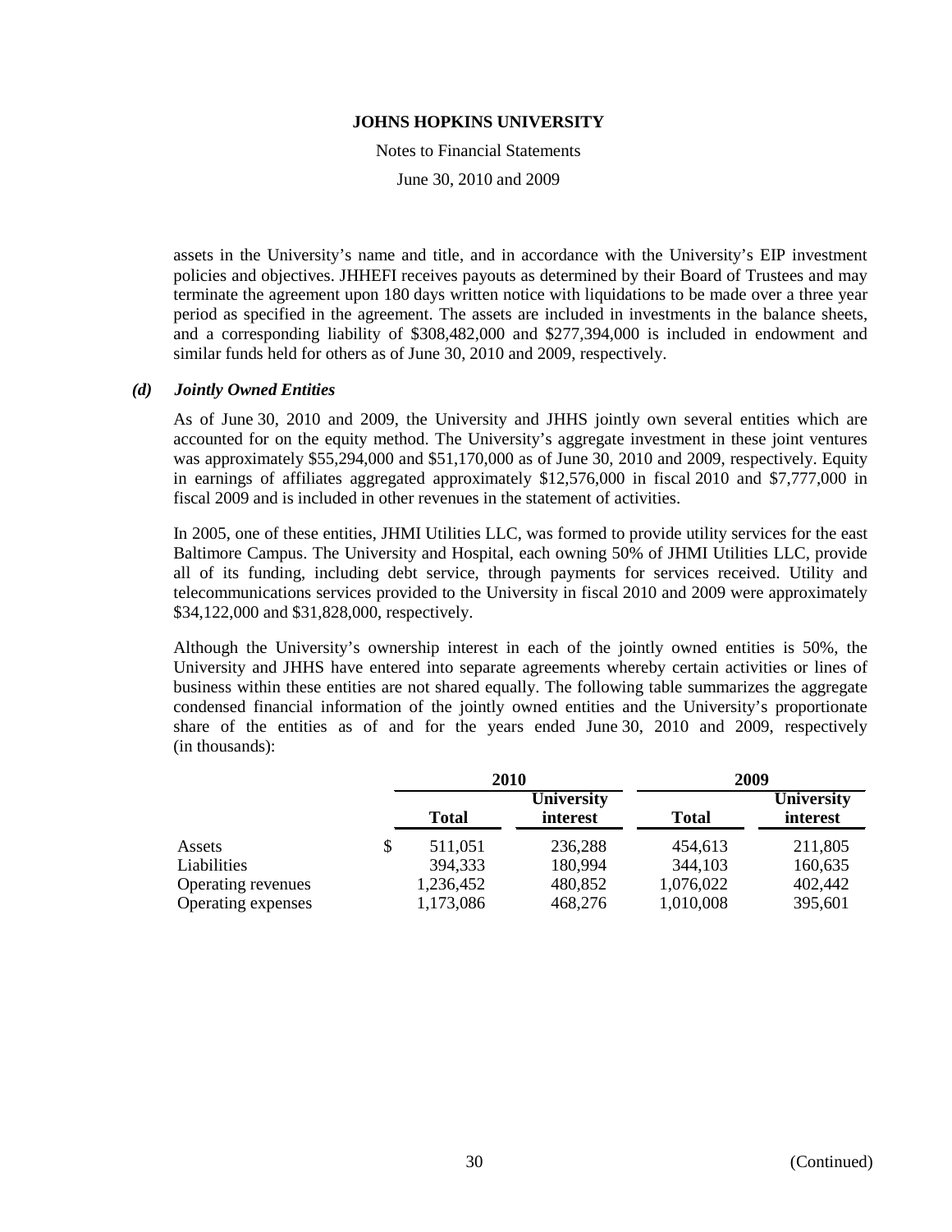assets in the University's name and title, and in accordance with the University's EIP investment policies and objectives. JHHEFI receives payouts as determined by their Board of Trustees and may terminate the agreement upon 180 days written notice with liquidations to be made over a three year period as specified in the agreement. The assets are included in investments in the balance sheets, and a corresponding liability of $308,482,000 and $277,394,000 is included in endowment and similar funds held for others as of June 30, 2010 and 2009, respectively.

### *(d) Jointly Owned Entities*

As of June 30, 2010 and 2009, the University and JHHS jointly own several entities which are accounted for on the equity method. The University's aggregate investment in these joint ventures was approximately $55,294,000 and $51,170,000 as of June 30, 2010 and 2009, respectively. Equity in earnings of affiliates aggregated approximately $12,576,000 in fiscal 2010 and $7,777,000 in fiscal 2009 and is included in other revenues in the statement of activities.

In 2005, one of these entities, JHMI Utilities LLC, was formed to provide utility services for the east Baltimore Campus. The University and Hospital, each owning 50% of JHMI Utilities LLC, provide all of its funding, including debt service, through payments for services received. Utility and telecommunications services provided to the University in fiscal 2010 and 2009 were approximately $34,122,000 and $31,828,000, respectively.

Although the University's ownership interest in each of the jointly owned entities is 50%, the University and JHHS have entered into separate agreements whereby certain activities or lines of business within these entities are not shared equally. The following table summarizes the aggregate condensed financial information of the jointly owned entities and the University's proportionate share of the entities as of and for the years ended June 30, 2010 and 2009, respectively (in thousands):

| | 2010 | | 2009 | |
|---|---|---|---|---|
| | **Total** | **University interest** | **Total** | **University interest** |
| Assets | $ 511,051 | 236,288 | 454,613 | 211,805 |
| Liabilities | 394,333 | 180,994 | 344,103 | 160,635 |
| Operating revenues | 1,236,452 | 480,852 | 1,076,022 | 402,442 |
| Operating expenses | 1,173,086 | 468,276 | 1,010,008 | 395,601 |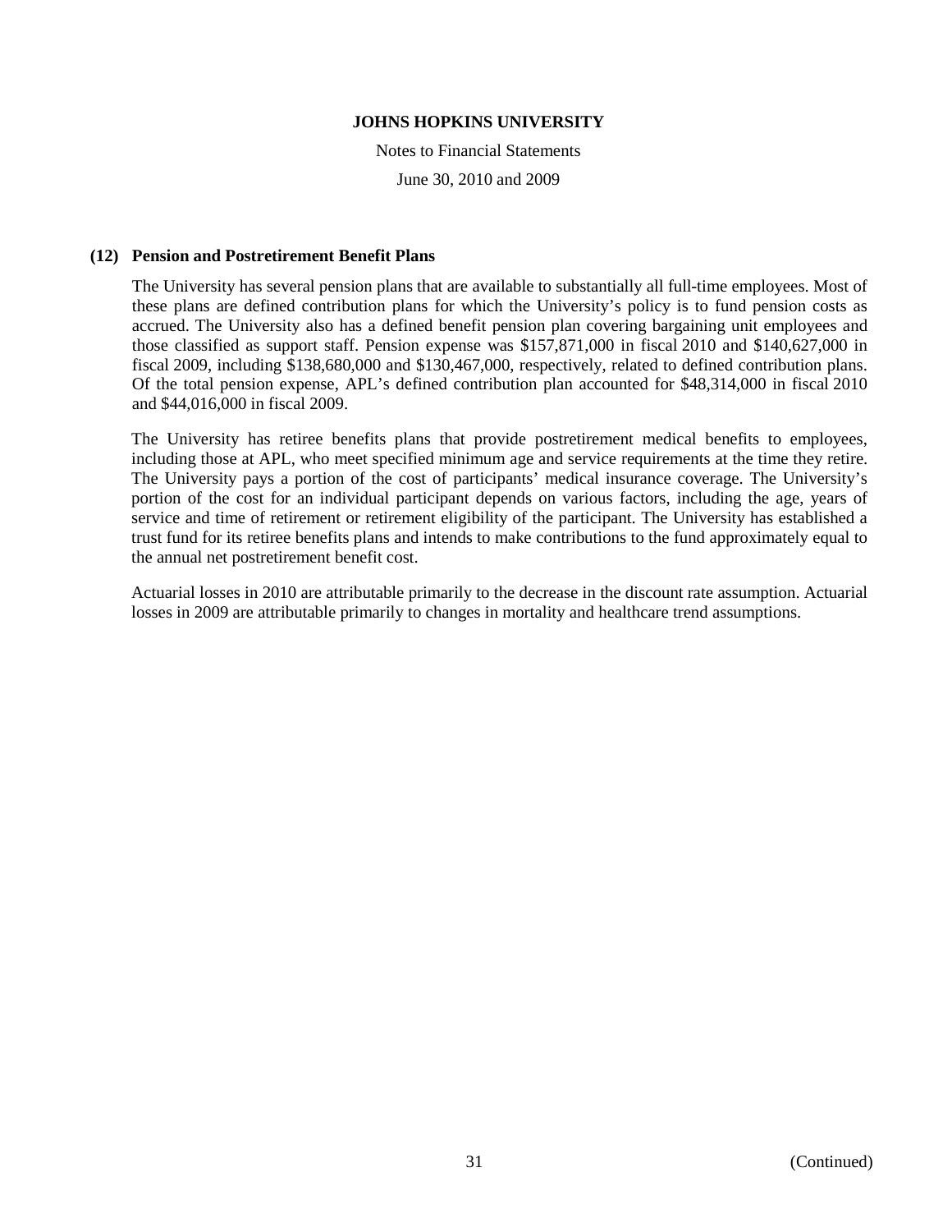## (12) Pension and Postretirement Benefit Plans

The University has several pension plans that are available to substantially all full-time employees. Most of these plans are defined contribution plans for which the University's policy is to fund pension costs as accrued. The University also has a defined benefit pension plan covering bargaining unit employees and those classified as support staff. Pension expense was $157,871,000 in fiscal 2010 and $140,627,000 in fiscal 2009, including $138,680,000 and $130,467,000, respectively, related to defined contribution plans. Of the total pension expense, APL's defined contribution plan accounted for $48,314,000 in fiscal 2010 and $44,016,000 in fiscal 2009.

The University has retiree benefits plans that provide postretirement medical benefits to employees, including those at APL, who meet specified minimum age and service requirements at the time they retire. The University pays a portion of the cost of participants' medical insurance coverage. The University's portion of the cost for an individual participant depends on various factors, including the age, years of service and time of retirement or retirement eligibility of the participant. The University has established a trust fund for its retiree benefits plans and intends to make contributions to the fund approximately equal to the annual net postretirement benefit cost.

Actuarial losses in 2010 are attributable primarily to the decrease in the discount rate assumption. Actuarial losses in 2009 are attributable primarily to changes in mortality and healthcare trend assumptions.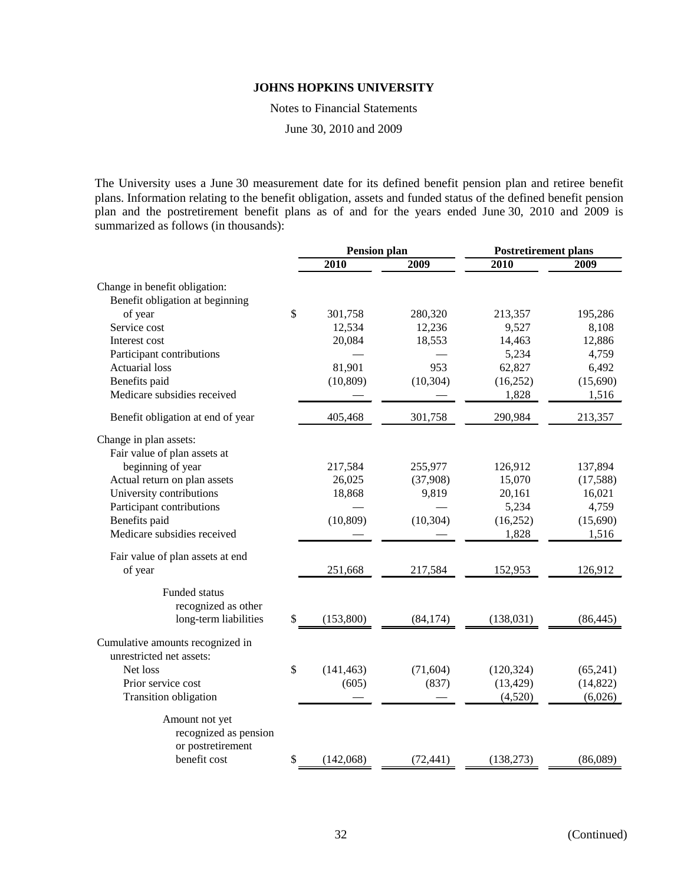**JOHNS HOPKINS UNIVERSITY**

Notes to Financial Statements

June 30, 2010 and 2009

The University uses a June 30 measurement date for its defined benefit pension plan and retiree benefit plans. Information relating to the benefit obligation, assets and funded status of the defined benefit pension plan and the postretirement benefit plans as of and for the years ended June 30, 2010 and 2009 is summarized as follows (in thousands):

| | Pension plan | | Postretirement plans | |
|---|---|---|---|---|
| | 2010 | 2009 | 2010 | 2009 |
| Change in benefit obligation: | | | | |
| Benefit obligation at beginning of year | $ 301,758 | 280,320 | 213,357 | 195,286 |
| Service cost | 12,534 | 12,236 | 9,527 | 8,108 |
| Interest cost | 20,084 | 18,553 | 14,463 | 12,886 |
| Participant contributions | — | — | 5,234 | 4,759 |
| Actuarial loss | 81,901 | 953 | 62,827 | 6,492 |
| Benefits paid | (10,809) | (10,304) | (16,252) | (15,690) |
| Medicare subsidies received | — | — | 1,828 | 1,516 |
| Benefit obligation at end of year | 405,468 | 301,758 | 290,984 | 213,357 |
| Change in plan assets: | | | | |
| Fair value of plan assets at beginning of year | 217,584 | 255,977 | 126,912 | 137,894 |
| Actual return on plan assets | 26,025 | (37,908) | 15,070 | (17,588) |
| University contributions | 18,868 | 9,819 | 20,161 | 16,021 |
| Participant contributions | — | — | 5,234 | 4,759 |
| Benefits paid | (10,809) | (10,304) | (16,252) | (15,690) |
| Medicare subsidies received | — | — | 1,828 | 1,516 |
| Fair value of plan assets at end of year | 251,668 | 217,584 | 152,953 | 126,912 |
| Funded status recognized as other long-term liabilities | $ (153,800) | (84,174) | (138,031) | (86,445) |
| Cumulative amounts recognized in unrestricted net assets: | | | | |
| Net loss | $ (141,463) | (71,604) | (120,324) | (65,241) |
| Prior service cost | (605) | (837) | (13,429) | (14,822) |
| Transition obligation | — | — | (4,520) | (6,026) |
| Amount not yet recognized as pension or postretirement benefit cost | $ (142,068) | (72,441) | (138,273) | (86,089) |

(Continued)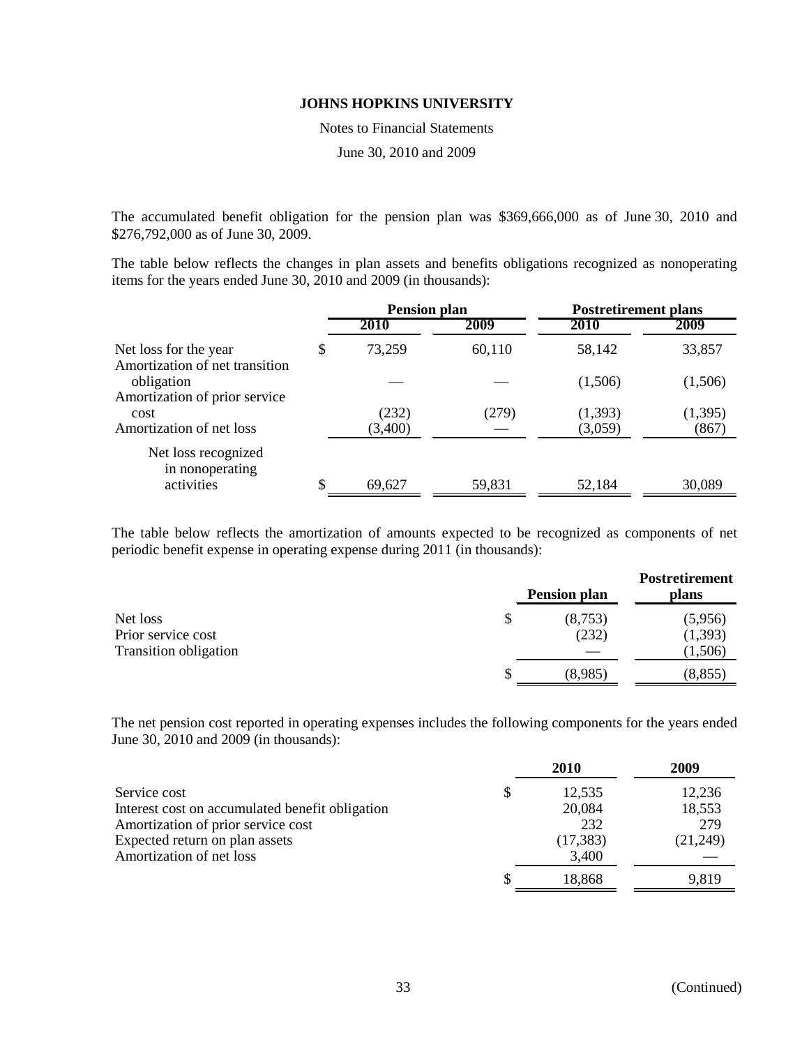**JOHNS HOPKINS UNIVERSITY**

Notes to Financial Statements

June 30, 2010 and 2009

The accumulated benefit obligation for the pension plan was $369,666,000 as of June 30, 2010 and $276,792,000 as of June 30, 2009.

The table below reflects the changes in plan assets and benefits obligations recognized as nonoperating items for the years ended June 30, 2010 and 2009 (in thousands):

| | Pension plan | | Postretirement plans | |
|---|---|---|---|---|
| | 2010 | 2009 | 2010 | 2009 |
| Net loss for the year | $ 73,259 | 60,110 | 58,142 | 33,857 |
| Amortization of net transition obligation | — | — | (1,506) | (1,506) |
| Amortization of prior service cost | (232) | (279) | (1,393) | (1,395) |
| Amortization of net loss | (3,400) | — | (3,059) | (867) |
| Net loss recognized in nonoperating activities | $ 69,627 | 59,831 | 52,184 | 30,089 |

The table below reflects the amortization of amounts expected to be recognized as components of net periodic benefit expense in operating expense during 2011 (in thousands):

| | Pension plan | Postretirement plans |
|---|---|---|
| Net loss | $ (8,753) | (5,956) |
| Prior service cost | (232) | (1,393) |
| Transition obligation | — | (1,506) |
| | $ (8,985) | (8,855) |

The net pension cost reported in operating expenses includes the following components for the years ended June 30, 2010 and 2009 (in thousands):

| | 2010 | 2009 |
|---|---|---|
| Service cost | $ 12,535 | 12,236 |
| Interest cost on accumulated benefit obligation | 20,084 | 18,553 |
| Amortization of prior service cost | 232 | 279 |
| Expected return on plan assets | (17,383) | (21,249) |
| Amortization of net loss | 3,400 | — |
| | $ 18,868 | 9,819 |

(Continued)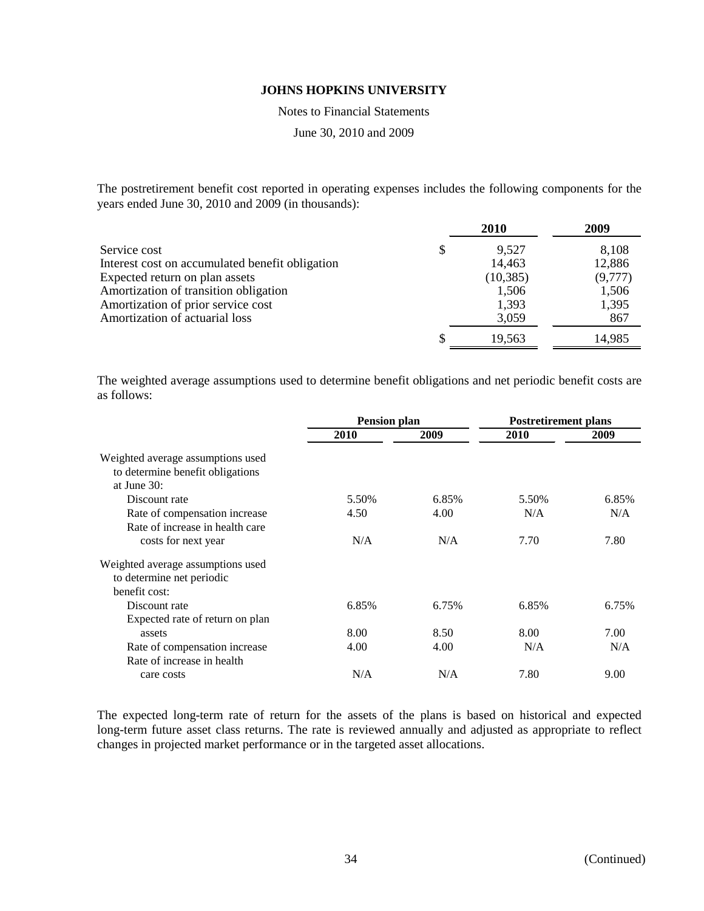The postretirement benefit cost reported in operating expenses includes the following components for the years ended June 30, 2010 and 2009 (in thousands):

| | 2010 | 2009 |
|---|---|---|
| Service cost | $ 9,527 | 8,108 |
| Interest cost on accumulated benefit obligation | 14,463 | 12,886 |
| Expected return on plan assets | (10,385) | (9,777) |
| Amortization of transition obligation | 1,506 | 1,506 |
| Amortization of prior service cost | 1,393 | 1,395 |
| Amortization of actuarial loss | 3,059 | 867 |
| | $ 19,563 | 14,985 |

The weighted average assumptions used to determine benefit obligations and net periodic benefit costs are as follows:

| | Pension plan | | Postretirement plans | |
|---|---|---|---|---|
| | 2010 | 2009 | 2010 | 2009 |
| Weighted average assumptions used to determine benefit obligations at June 30: | | | | |
| Discount rate | 5.50% | 6.85% | 5.50% | 6.85% |
| Rate of compensation increase | 4.50 | 4.00 | N/A | N/A |
| Rate of increase in health care costs for next year | N/A | N/A | 7.70 | 7.80 |
| Weighted average assumptions used to determine net periodic benefit cost: | | | | |
| Discount rate | 6.85% | 6.75% | 6.85% | 6.75% |
| Expected rate of return on plan assets | 8.00 | 8.50 | 8.00 | 7.00 |
| Rate of compensation increase | 4.00 | 4.00 | N/A | N/A |
| Rate of increase in health care costs | N/A | N/A | 7.80 | 9.00 |

The expected long-term rate of return for the assets of the plans is based on historical and expected long-term future asset class returns. The rate is reviewed annually and adjusted as appropriate to reflect changes in projected market performance or in the targeted asset allocations.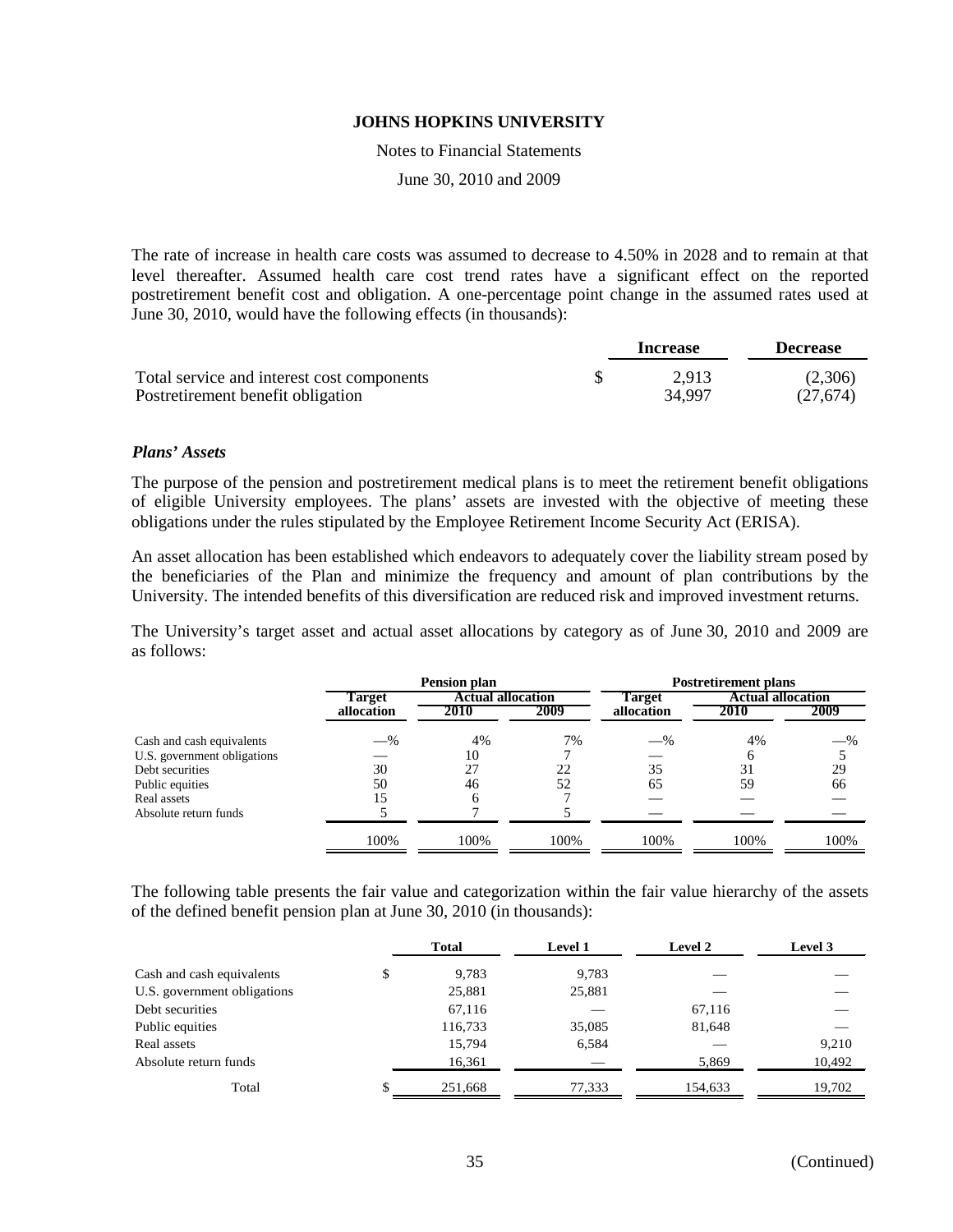The rate of increase in health care costs was assumed to decrease to 4.50% in 2028 and to remain at that level thereafter. Assumed health care cost trend rates have a significant effect on the reported postretirement benefit cost and obligation. A one-percentage point change in the assumed rates used at June 30, 2010, would have the following effects (in thousands):

| | Increase | Decrease |
|---|---|---|
| Total service and interest cost components | $ 2,913 | (2,306) |
| Postretirement benefit obligation | 34,997 | (27,674) |

### *Plans' Assets*

The purpose of the pension and postretirement medical plans is to meet the retirement benefit obligations of eligible University employees. The plans' assets are invested with the objective of meeting these obligations under the rules stipulated by the Employee Retirement Income Security Act (ERISA).

An asset allocation has been established which endeavors to adequately cover the liability stream posed by the beneficiaries of the Plan and minimize the frequency and amount of plan contributions by the University. The intended benefits of this diversification are reduced risk and improved investment returns.

The University's target asset and actual asset allocations by category as of June 30, 2010 and 2009 are as follows:

| | Pension plan | | | Postretirement plans | | |
|---|---|---|---|---|---|---|
| | Target allocation | Actual allocation | | Target allocation | Actual allocation | |
| | | 2010 | 2009 | | 2010 | 2009 |
| Cash and cash equivalents | —% | 4% | 7% | —% | 4% | —% |
| U.S. government obligations | — | 10 | 7 | — | 6 | 5 |
| Debt securities | 30 | 27 | 22 | 35 | 31 | 29 |
| Public equities | 50 | 46 | 52 | 65 | 59 | 66 |
| Real assets | 15 | 6 | 7 | — | — | — |
| Absolute return funds | 5 | 7 | 5 | — | — | — |
| | 100% | 100% | 100% | 100% | 100% | 100% |

The following table presents the fair value and categorization within the fair value hierarchy of the assets of the defined benefit pension plan at June 30, 2010 (in thousands):

| | Total | Level 1 | Level 2 | Level 3 |
|---|---|---|---|---|
| Cash and cash equivalents | $ 9,783 | 9,783 | — | — |
| U.S. government obligations | 25,881 | 25,881 | — | — |
| Debt securities | 67,116 | — | 67,116 | — |
| Public equities | 116,733 | 35,085 | 81,648 | — |
| Real assets | 15,794 | 6,584 | — | 9,210 |
| Absolute return funds | 16,361 | — | 5,869 | 10,492 |
| Total | $ 251,668 | 77,333 | 154,633 | 19,702 |

(Continued)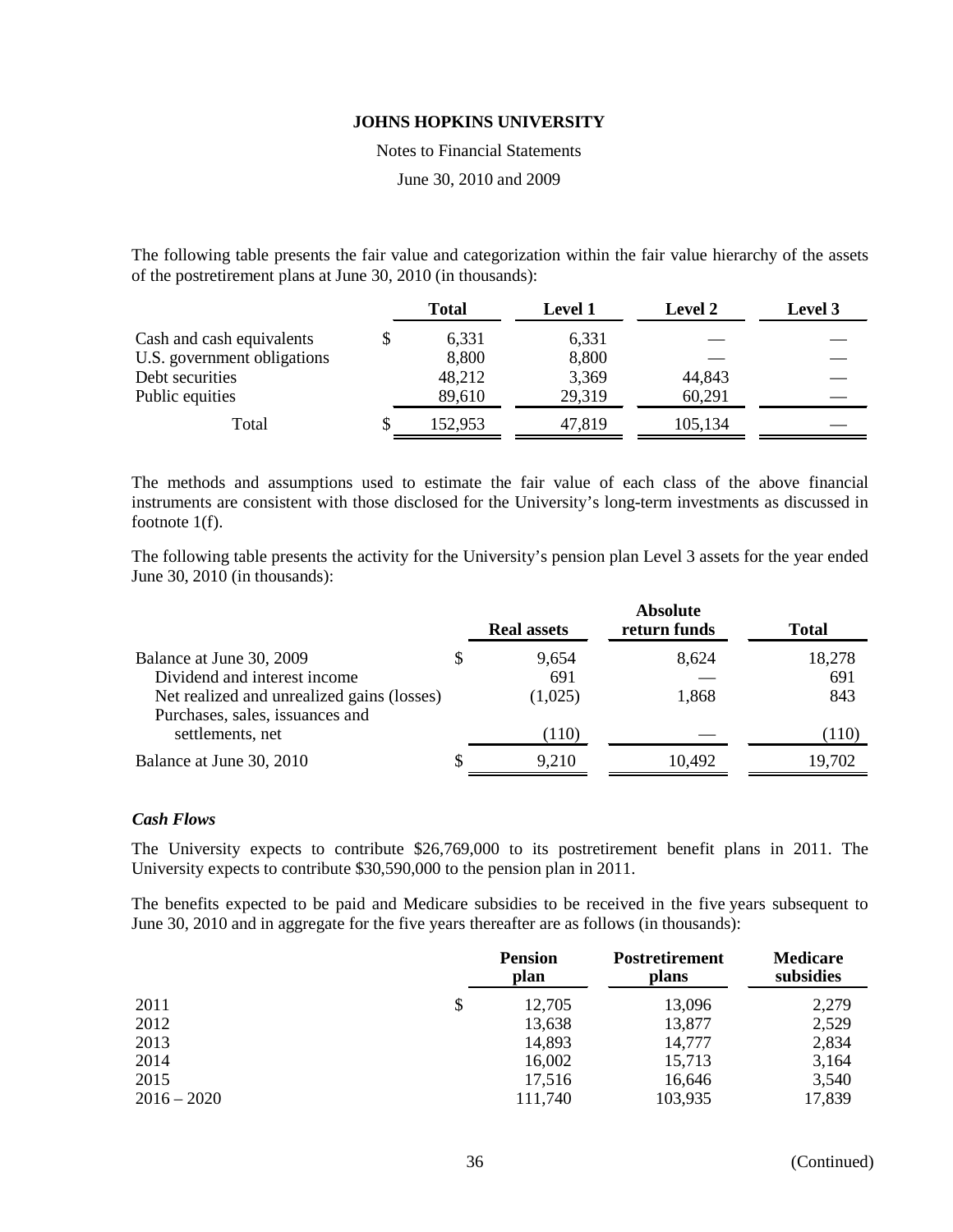The following table presents the fair value and categorization within the fair value hierarchy of the assets of the postretirement plans at June 30, 2010 (in thousands):

| | Total | Level 1 | Level 2 | Level 3 |
|---|---|---|---|---|
| Cash and cash equivalents | $ 6,331 | 6,331 | — | — |
| U.S. government obligations | 8,800 | 8,800 | — | — |
| Debt securities | 48,212 | 3,369 | 44,843 | — |
| Public equities | 89,610 | 29,319 | 60,291 | — |
| Total | $ 152,953 | 47,819 | 105,134 | — |

The methods and assumptions used to estimate the fair value of each class of the above financial instruments are consistent with those disclosed for the University's long-term investments as discussed in footnote 1(f).

The following table presents the activity for the University's pension plan Level 3 assets for the year ended June 30, 2010 (in thousands):

| | Real assets | Absolute return funds | Total |
|---|---|---|---|
| Balance at June 30, 2009 | $ 9,654 | 8,624 | 18,278 |
| Dividend and interest income | 691 | — | 691 |
| Net realized and unrealized gains (losses) | (1,025) | 1,868 | 843 |
| Purchases, sales, issuances and settlements, net | (110) | — | (110) |
| Balance at June 30, 2010 | $ 9,210 | 10,492 | 19,702 |

### *Cash Flows*

The University expects to contribute $26,769,000 to its postretirement benefit plans in 2011. The University expects to contribute $30,590,000 to the pension plan in 2011.

The benefits expected to be paid and Medicare subsidies to be received in the five years subsequent to June 30, 2010 and in aggregate for the five years thereafter are as follows (in thousands):

| | Pension plan | Postretirement plans | Medicare subsidies |
|---|---|---|---|
| 2011 | $ 12,705 | 13,096 | 2,279 |
| 2012 | 13,638 | 13,877 | 2,529 |
| 2013 | 14,893 | 14,777 | 2,834 |
| 2014 | 16,002 | 15,713 | 3,164 |
| 2015 | 17,516 | 16,646 | 3,540 |
| 2016 – 2020 | 111,740 | 103,935 | 17,839 |

(Continued)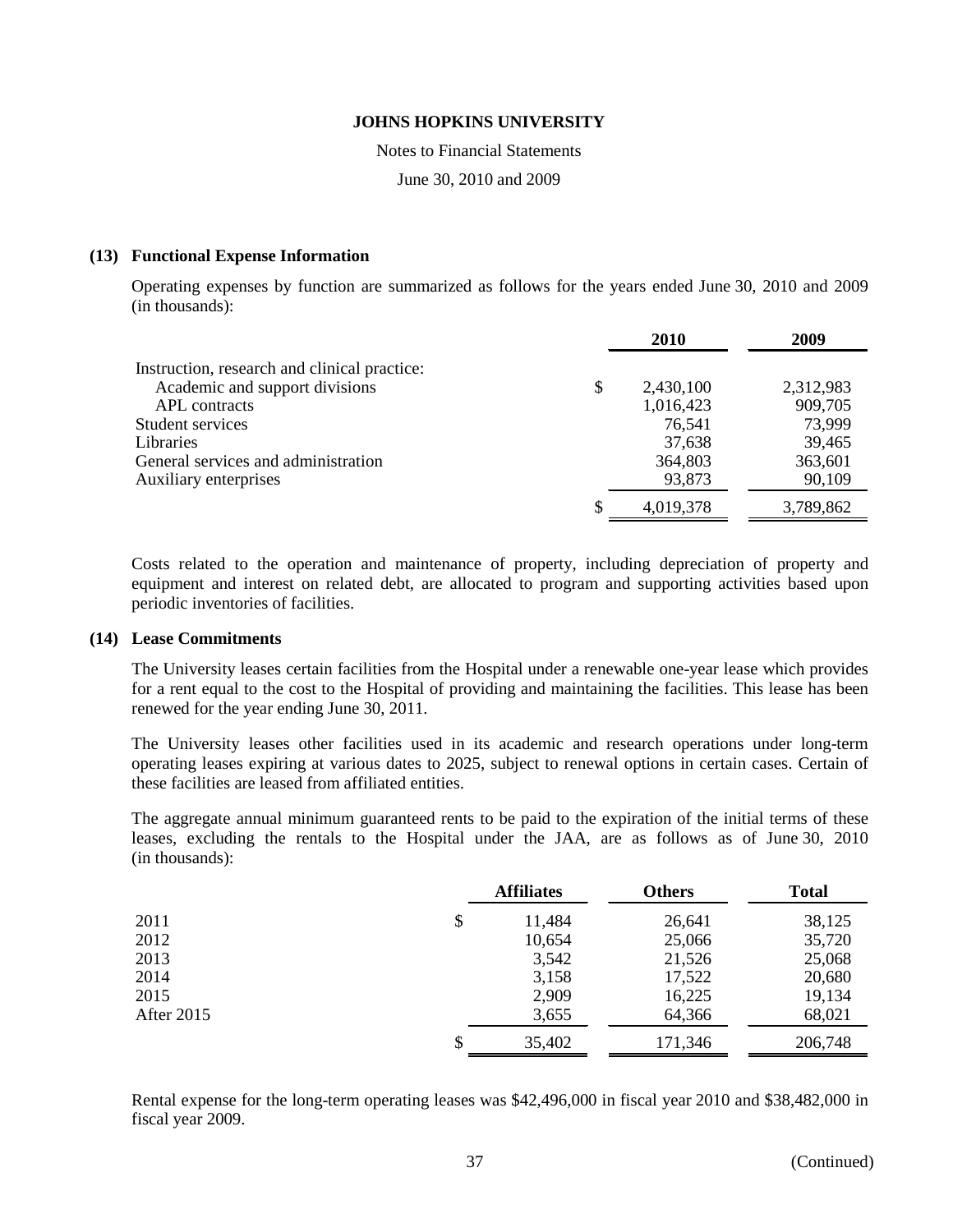# JOHNS HOPKINS UNIVERSITY

Notes to Financial Statements

June 30, 2010 and 2009

## (13) Functional Expense Information

Operating expenses by function are summarized as follows for the years ended June 30, 2010 and 2009 (in thousands):

| | 2010 | 2009 |
|---|---|---|
| Instruction, research and clinical practice: | | |
| Academic and support divisions | $ 2,430,100 | 2,312,983 |
| APL contracts | 1,016,423 | 909,705 |
| Student services | 76,541 | 73,999 |
| Libraries | 37,638 | 39,465 |
| General services and administration | 364,803 | 363,601 |
| Auxiliary enterprises | 93,873 | 90,109 |
| | $ 4,019,378 | 3,789,862 |

Costs related to the operation and maintenance of property, including depreciation of property and equipment and interest on related debt, are allocated to program and supporting activities based upon periodic inventories of facilities.

## (14) Lease Commitments

The University leases certain facilities from the Hospital under a renewable one-year lease which provides for a rent equal to the cost to the Hospital of providing and maintaining the facilities. This lease has been renewed for the year ending June 30, 2011.

The University leases other facilities used in its academic and research operations under long-term operating leases expiring at various dates to 2025, subject to renewal options in certain cases. Certain of these facilities are leased from affiliated entities.

The aggregate annual minimum guaranteed rents to be paid to the expiration of the initial terms of these leases, excluding the rentals to the Hospital under the JAA, are as follows as of June 30, 2010 (in thousands):

| | Affiliates | Others | Total |
|---|---|---|---|
| 2011 | $ 11,484 | 26,641 | 38,125 |
| 2012 | 10,654 | 25,066 | 35,720 |
| 2013 | 3,542 | 21,526 | 25,068 |
| 2014 | 3,158 | 17,522 | 20,680 |
| 2015 | 2,909 | 16,225 | 19,134 |
| After 2015 | 3,655 | 64,366 | 68,021 |
| | $ 35,402 | 171,346 | 206,748 |

Rental expense for the long-term operating leases was $42,496,000 in fiscal year 2010 and $38,482,000 in fiscal year 2009.

(Continued)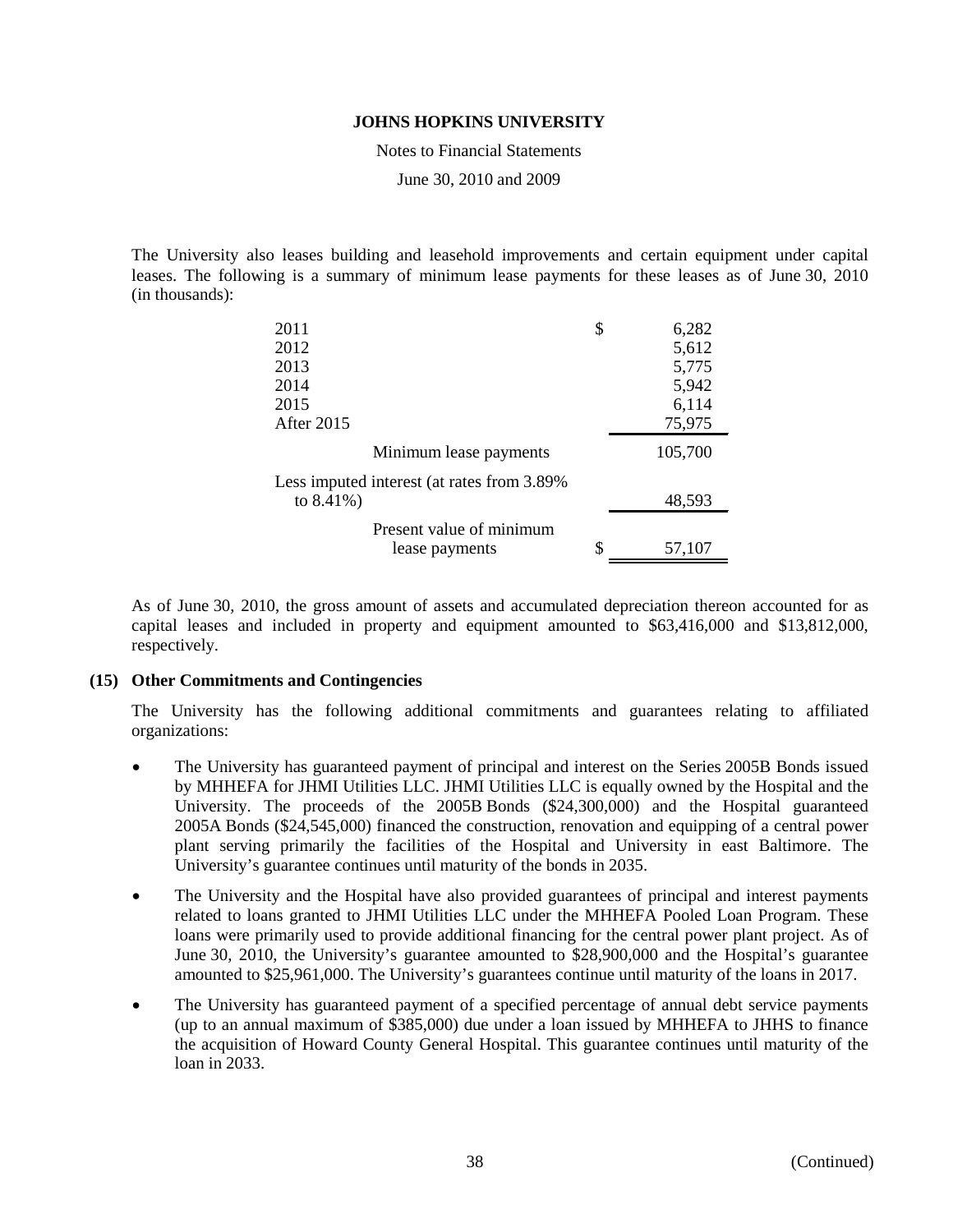The University also leases building and leasehold improvements and certain equipment under capital leases. The following is a summary of minimum lease payments for these leases as of June 30, 2010 (in thousands):

| | |
|---|---|
| 2011 | $ 6,282 |
| 2012 | 5,612 |
| 2013 | 5,775 |
| 2014 | 5,942 |
| 2015 | 6,114 |
| After 2015 | 75,975 |
| Minimum lease payments | 105,700 |
| Less imputed interest (at rates from 3.89% to 8.41%) | 48,593 |
| Present value of minimum lease payments | $ 57,107 |

As of June 30, 2010, the gross amount of assets and accumulated depreciation thereon accounted for as capital leases and included in property and equipment amounted to $63,416,000 and $13,812,000, respectively.

### (15) Other Commitments and Contingencies

The University has the following additional commitments and guarantees relating to affiliated organizations:

- The University has guaranteed payment of principal and interest on the Series 2005B Bonds issued by MHHEFA for JHMI Utilities LLC. JHMI Utilities LLC is equally owned by the Hospital and the University. The proceeds of the 2005B Bonds ($24,300,000) and the Hospital guaranteed 2005A Bonds ($24,545,000) financed the construction, renovation and equipping of a central power plant serving primarily the facilities of the Hospital and University in east Baltimore. The University's guarantee continues until maturity of the bonds in 2035.
- The University and the Hospital have also provided guarantees of principal and interest payments related to loans granted to JHMI Utilities LLC under the MHHEFA Pooled Loan Program. These loans were primarily used to provide additional financing for the central power plant project. As of June 30, 2010, the University's guarantee amounted to $28,900,000 and the Hospital's guarantee amounted to $25,961,000. The University's guarantees continue until maturity of the loans in 2017.
- The University has guaranteed payment of a specified percentage of annual debt service payments (up to an annual maximum of $385,000) due under a loan issued by MHHEFA to JHHS to finance the acquisition of Howard County General Hospital. This guarantee continues until maturity of the loan in 2033.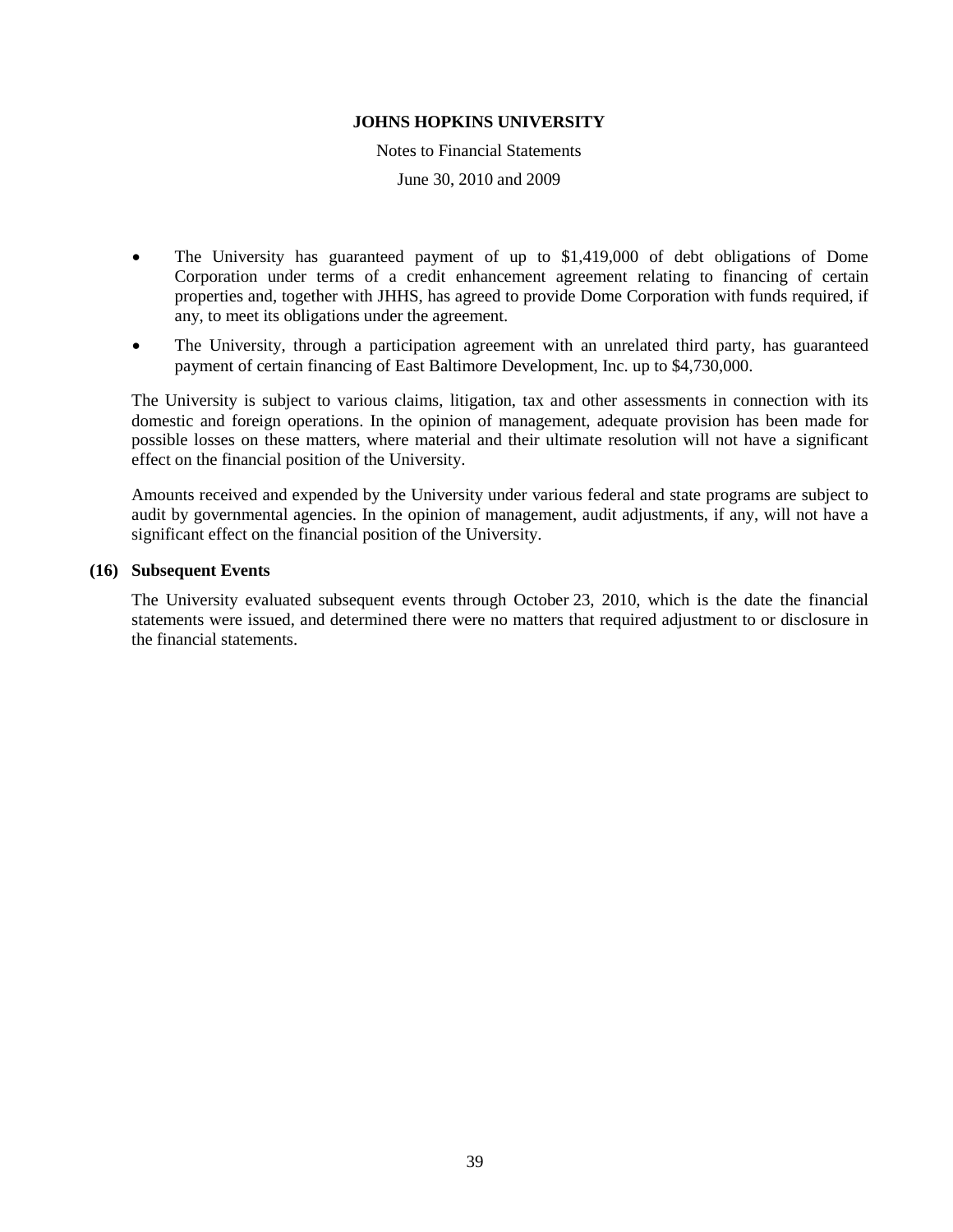- The University has guaranteed payment of up to $1,419,000 of debt obligations of Dome Corporation under terms of a credit enhancement agreement relating to financing of certain properties and, together with JHHS, has agreed to provide Dome Corporation with funds required, if any, to meet its obligations under the agreement.
- The University, through a participation agreement with an unrelated third party, has guaranteed payment of certain financing of East Baltimore Development, Inc. up to $4,730,000.

The University is subject to various claims, litigation, tax and other assessments in connection with its domestic and foreign operations. In the opinion of management, adequate provision has been made for possible losses on these matters, where material and their ultimate resolution will not have a significant effect on the financial position of the University.

Amounts received and expended by the University under various federal and state programs are subject to audit by governmental agencies. In the opinion of management, audit adjustments, if any, will not have a significant effect on the financial position of the University.

## (16) Subsequent Events

The University evaluated subsequent events through October 23, 2010, which is the date the financial statements were issued, and determined there were no matters that required adjustment to or disclosure in the financial statements.